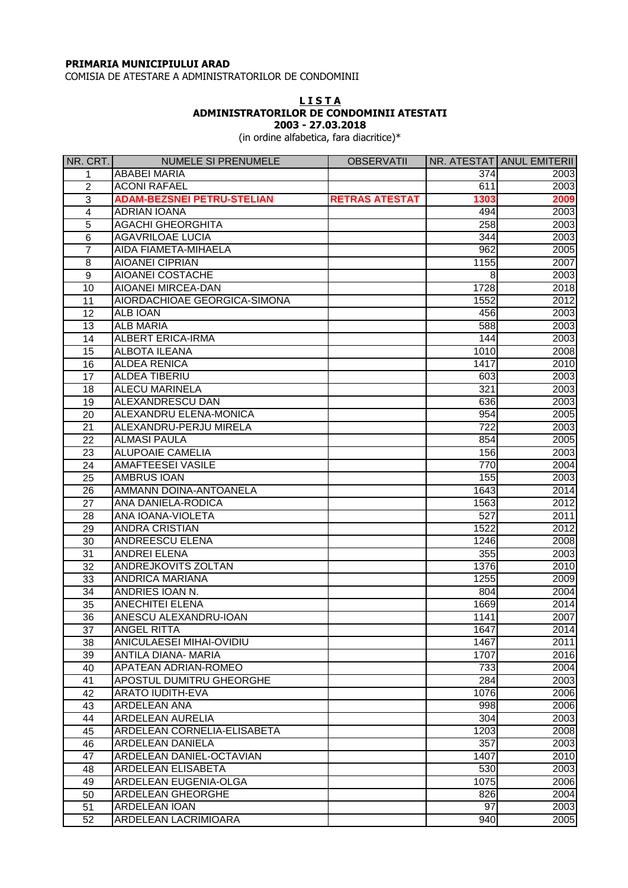**PRIMARIA MUNICIPIULUI ARAD**

COMISIA DE ATESTARE A ADMINISTRATORILOR DE CONDOMINII

**LISTA**
**ADMINISTRATORILOR DE CONDOMINII ATESTATI**
**2003 - 27.03.2018**

(in ordine alfabetica, fara diacritice)*

| NR. CRT. | NUMELE SI PRENUMELE | OBSERVATII | NR. ATESTAT | ANUL EMITERII |
|---|---|---|---|---|
| 1 | ABABEI MARIA | | 374 | 2003 |
| 2 | ACONI RAFAEL | | 611 | 2003 |
| 3 | **ADAM-BEZSNEI PETRU-STELIAN** | **RETRAS ATESTAT** | **1303** | **2009** |
| 4 | ADRIAN IOANA | | 494 | 2003 |
| 5 | AGACHI GHEORGHITA | | 258 | 2003 |
| 6 | AGAVRILOAE LUCIA | | 344 | 2003 |
| 7 | AIDA FIAMETA-MIHAELA | | 962 | 2005 |
| 8 | AIOANEI CIPRIAN | | 1155 | 2007 |
| 9 | AIOANEI COSTACHE | | 8 | 2003 |
| 10 | AIOANEI MIRCEA-DAN | | 1728 | 2018 |
| 11 | AIORDACHIOAE GEORGICA-SIMONA | | 1552 | 2012 |
| 12 | ALB IOAN | | 456 | 2003 |
| 13 | ALB MARIA | | 588 | 2003 |
| 14 | ALBERT ERICA-IRMA | | 144 | 2003 |
| 15 | ALBOTA ILEANA | | 1010 | 2008 |
| 16 | ALDEA RENICA | | 1417 | 2010 |
| 17 | ALDEA TIBERIU | | 603 | 2003 |
| 18 | ALECU MARINELA | | 321 | 2003 |
| 19 | ALEXANDRESCU DAN | | 636 | 2003 |
| 20 | ALEXANDRU ELENA-MONICA | | 954 | 2005 |
| 21 | ALEXANDRU-PERJU MIRELA | | 722 | 2003 |
| 22 | ALMASI PAULA | | 854 | 2005 |
| 23 | ALUPOAIE CAMELIA | | 156 | 2003 |
| 24 | AMAFTEESEI VASILE | | 770 | 2004 |
| 25 | AMBRUS IOAN | | 155 | 2003 |
| 26 | AMMANN DOINA-ANTOANELA | | 1643 | 2014 |
| 27 | ANA DANIELA-RODICA | | 1563 | 2012 |
| 28 | ANA IOANA-VIOLETA | | 527 | 2011 |
| 29 | ANDRA CRISTIAN | | 1522 | 2012 |
| 30 | ANDREESCU ELENA | | 1246 | 2008 |
| 31 | ANDREI ELENA | | 355 | 2003 |
| 32 | ANDREJKOVITS ZOLTAN | | 1376 | 2010 |
| 33 | ANDRICA MARIANA | | 1255 | 2009 |
| 34 | ANDRIES IOAN N. | | 804 | 2004 |
| 35 | ANECHITEI ELENA | | 1669 | 2014 |
| 36 | ANESCU ALEXANDRU-IOAN | | 1141 | 2007 |
| 37 | ANGEL RITTA | | 1647 | 2014 |
| 38 | ANICULAESEI MIHAI-OVIDIU | | 1467 | 2011 |
| 39 | ANTILA DIANA- MARIA | | 1707 | 2016 |
| 40 | APATEAN ADRIAN-ROMEO | | 733 | 2004 |
| 41 | APOSTUL DUMITRU GHEORGHE | | 284 | 2003 |
| 42 | ARATO IUDITH-EVA | | 1076 | 2006 |
| 43 | ARDELEAN ANA | | 998 | 2006 |
| 44 | ARDELEAN AURELIA | | 304 | 2003 |
| 45 | ARDELEAN CORNELIA-ELISABETA | | 1203 | 2008 |
| 46 | ARDELEAN DANIELA | | 357 | 2003 |
| 47 | ARDELEAN DANIEL-OCTAVIAN | | 1407 | 2010 |
| 48 | ARDELEAN ELISABETA | | 530 | 2003 |
| 49 | ARDELEAN EUGENIA-OLGA | | 1075 | 2006 |
| 50 | ARDELEAN GHEORGHE | | 826 | 2004 |
| 51 | ARDELEAN IOAN | | 97 | 2003 |
| 52 | ARDELEAN LACRIMIOARA | | 940 | 2005 |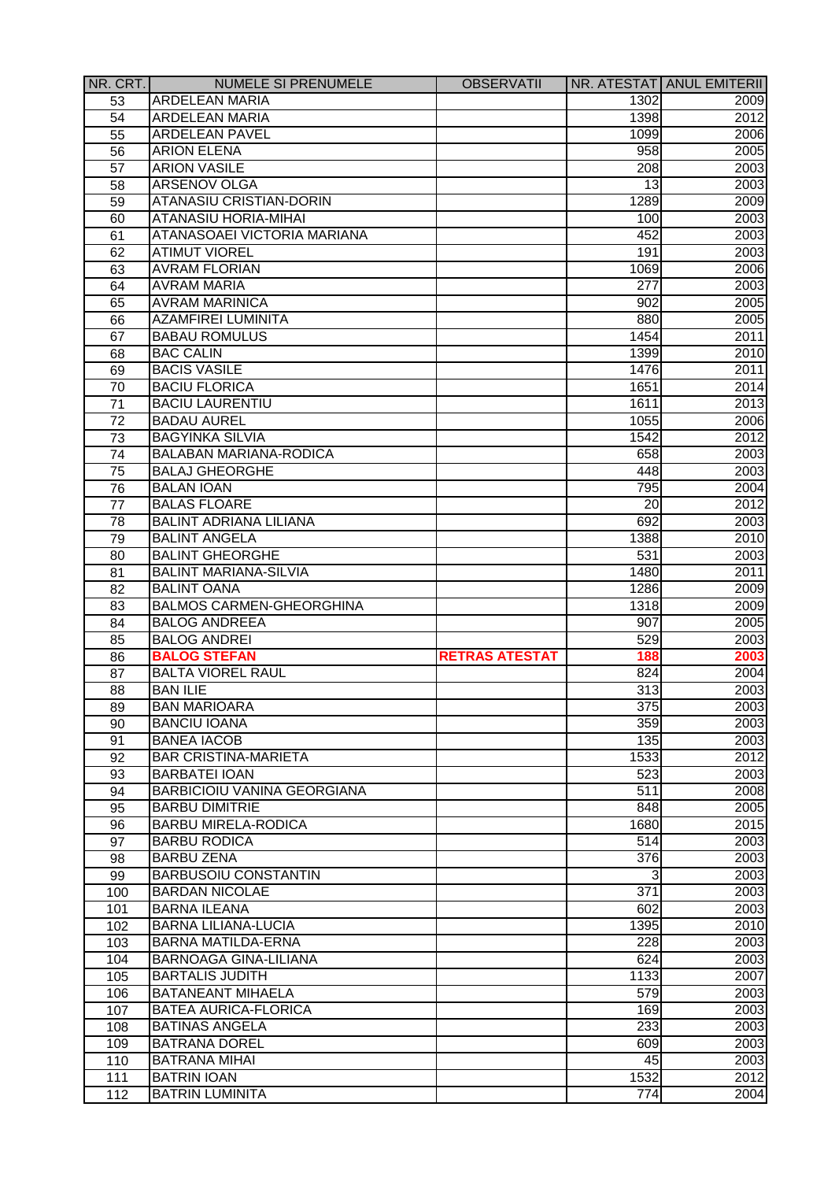| NR. CRT. | NUMELE SI PRENUMELE | OBSERVATII | NR. ATESTAT | ANUL EMITERII |
|---|---|---|---|---|
| 53 | ARDELEAN MARIA | | 1302 | 2009 |
| 54 | ARDELEAN MARIA | | 1398 | 2012 |
| 55 | ARDELEAN PAVEL | | 1099 | 2006 |
| 56 | ARION ELENA | | 958 | 2005 |
| 57 | ARION VASILE | | 208 | 2003 |
| 58 | ARSENOV OLGA | | 13 | 2003 |
| 59 | ATANASIU CRISTIAN-DORIN | | 1289 | 2009 |
| 60 | ATANASIU HORIA-MIHAI | | 100 | 2003 |
| 61 | ATANASOAEI VICTORIA MARIANA | | 452 | 2003 |
| 62 | ATIMUT VIOREL | | 191 | 2003 |
| 63 | AVRAM FLORIAN | | 1069 | 2006 |
| 64 | AVRAM MARIA | | 277 | 2003 |
| 65 | AVRAM MARINICA | | 902 | 2005 |
| 66 | AZAMFIREI LUMINITA | | 880 | 2005 |
| 67 | BABAU ROMULUS | | 1454 | 2011 |
| 68 | BAC CALIN | | 1399 | 2010 |
| 69 | BACIS VASILE | | 1476 | 2011 |
| 70 | BACIU FLORICA | | 1651 | 2014 |
| 71 | BACIU LAURENTIU | | 1611 | 2013 |
| 72 | BADAU AUREL | | 1055 | 2006 |
| 73 | BAGYINKA SILVIA | | 1542 | 2012 |
| 74 | BALABAN MARIANA-RODICA | | 658 | 2003 |
| 75 | BALAJ GHEORGHE | | 448 | 2003 |
| 76 | BALAN IOAN | | 795 | 2004 |
| 77 | BALAS FLOARE | | 20 | 2012 |
| 78 | BALINT ADRIANA LILIANA | | 692 | 2003 |
| 79 | BALINT ANGELA | | 1388 | 2010 |
| 80 | BALINT GHEORGHE | | 531 | 2003 |
| 81 | BALINT MARIANA-SILVIA | | 1480 | 2011 |
| 82 | BALINT OANA | | 1286 | 2009 |
| 83 | BALMOS CARMEN-GHEORGHINA | | 1318 | 2009 |
| 84 | BALOG ANDREEA | | 907 | 2005 |
| 85 | BALOG ANDREI | | 529 | 2003 |
| 86 | **BALOG STEFAN** | **RETRAS ATESTAT** | **188** | **2003** |
| 87 | BALTA VIOREL RAUL | | 824 | 2004 |
| 88 | BAN ILIE | | 313 | 2003 |
| 89 | BAN MARIOARA | | 375 | 2003 |
| 90 | BANCIU IOANA | | 359 | 2003 |
| 91 | BANEA IACOB | | 135 | 2003 |
| 92 | BAR CRISTINA-MARIETA | | 1533 | 2012 |
| 93 | BARBATEI IOAN | | 523 | 2003 |
| 94 | BARBICIOIU VANINA GEORGIANA | | 511 | 2008 |
| 95 | BARBU DIMITRIE | | 848 | 2005 |
| 96 | BARBU MIRELA-RODICA | | 1680 | 2015 |
| 97 | BARBU RODICA | | 514 | 2003 |
| 98 | BARBU ZENA | | 376 | 2003 |
| 99 | BARBUSOIU CONSTANTIN | | 3 | 2003 |
| 100 | BARDAN NICOLAE | | 371 | 2003 |
| 101 | BARNA ILEANA | | 602 | 2003 |
| 102 | BARNA LILIANA-LUCIA | | 1395 | 2010 |
| 103 | BARNA MATILDA-ERNA | | 228 | 2003 |
| 104 | BARNOAGA GINA-LILIANA | | 624 | 2003 |
| 105 | BARTALIS JUDITH | | 1133 | 2007 |
| 106 | BATANEANT MIHAELA | | 579 | 2003 |
| 107 | BATEA AURICA-FLORICA | | 169 | 2003 |
| 108 | BATINAS ANGELA | | 233 | 2003 |
| 109 | BATRANA DOREL | | 609 | 2003 |
| 110 | BATRANA MIHAI | | 45 | 2003 |
| 111 | BATRIN IOAN | | 1532 | 2012 |
| 112 | BATRIN LUMINITA | | 774 | 2004 |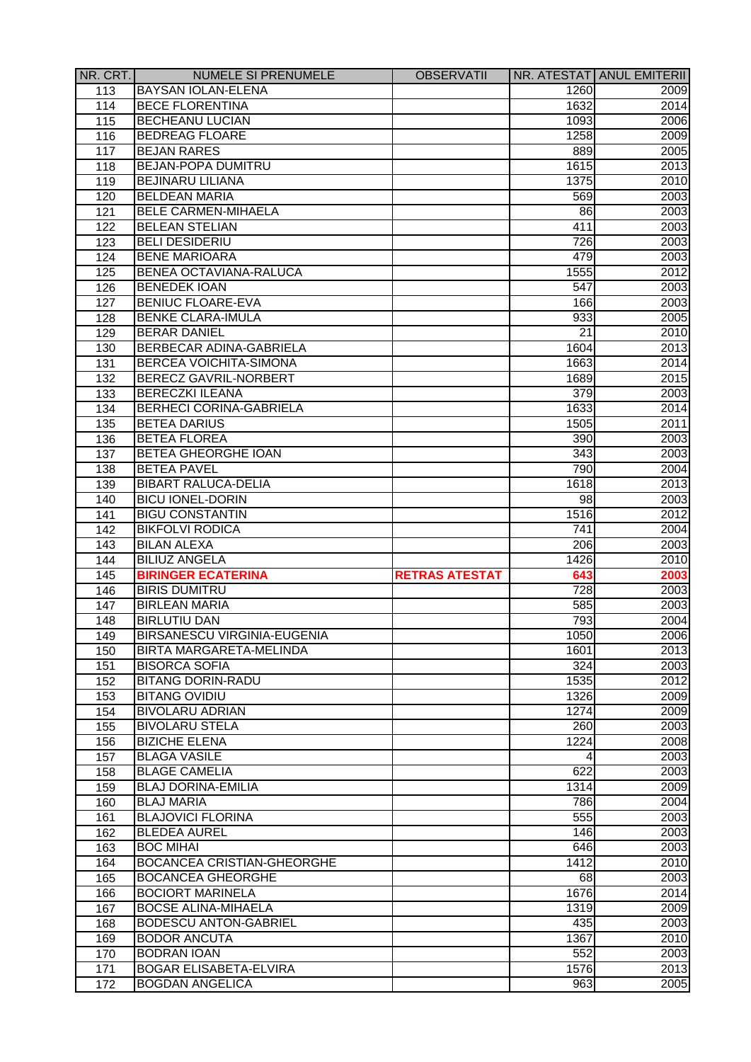| NR. CRT. | NUMELE SI PRENUMELE | OBSERVATII | NR. ATESTAT | ANUL EMITERII |
|---|---|---|---|---|
| 113 | BAYSAN IOLAN-ELENA | | 1260 | 2009 |
| 114 | BECE FLORENTINA | | 1632 | 2014 |
| 115 | BECHEANU LUCIAN | | 1093 | 2006 |
| 116 | BEDREAG FLOARE | | 1258 | 2009 |
| 117 | BEJAN RARES | | 889 | 2005 |
| 118 | BEJAN-POPA DUMITRU | | 1615 | 2013 |
| 119 | BEJINARU LILIANA | | 1375 | 2010 |
| 120 | BELDEAN MARIA | | 569 | 2003 |
| 121 | BELE CARMEN-MIHAELA | | 86 | 2003 |
| 122 | BELEAN STELIAN | | 411 | 2003 |
| 123 | BELI DESIDERIU | | 726 | 2003 |
| 124 | BENE MARIOARA | | 479 | 2003 |
| 125 | BENEA OCTAVIANA-RALUCA | | 1555 | 2012 |
| 126 | BENEDEK IOAN | | 547 | 2003 |
| 127 | BENIUC FLOARE-EVA | | 166 | 2003 |
| 128 | BENKE CLARA-IMULA | | 933 | 2005 |
| 129 | BERAR DANIEL | | 21 | 2010 |
| 130 | BERBECAR ADINA-GABRIELA | | 1604 | 2013 |
| 131 | BERCEA VOICHITA-SIMONA | | 1663 | 2014 |
| 132 | BERECZ GAVRIL-NORBERT | | 1689 | 2015 |
| 133 | BERECZKI ILEANA | | 379 | 2003 |
| 134 | BERHECI CORINA-GABRIELA | | 1633 | 2014 |
| 135 | BETEA DARIUS | | 1505 | 2011 |
| 136 | BETEA FLOREA | | 390 | 2003 |
| 137 | BETEA GHEORGHE IOAN | | 343 | 2003 |
| 138 | BETEA PAVEL | | 790 | 2004 |
| 139 | BIBART RALUCA-DELIA | | 1618 | 2013 |
| 140 | BICU IONEL-DORIN | | 98 | 2003 |
| 141 | BIGU CONSTANTIN | | 1516 | 2012 |
| 142 | BIKFOLVI RODICA | | 741 | 2004 |
| 143 | BILAN ALEXA | | 206 | 2003 |
| 144 | BILIUZ ANGELA | | 1426 | 2010 |
| 145 | **BIRINGER ECATERINA** | **RETRAS ATESTAT** | **643** | **2003** |
| 146 | BIRIS DUMITRU | | 728 | 2003 |
| 147 | BIRLEAN MARIA | | 585 | 2003 |
| 148 | BIRLUTIU DAN | | 793 | 2004 |
| 149 | BIRSANESCU VIRGINIA-EUGENIA | | 1050 | 2006 |
| 150 | BIRTA MARGARETA-MELINDA | | 1601 | 2013 |
| 151 | BISORCA SOFIA | | 324 | 2003 |
| 152 | BITANG DORIN-RADU | | 1535 | 2012 |
| 153 | BITANG OVIDIU | | 1326 | 2009 |
| 154 | BIVOLARU ADRIAN | | 1274 | 2009 |
| 155 | BIVOLARU STELA | | 260 | 2003 |
| 156 | BIZICHE ELENA | | 1224 | 2008 |
| 157 | BLAGA VASILE | | 4 | 2003 |
| 158 | BLAGE CAMELIA | | 622 | 2003 |
| 159 | BLAJ DORINA-EMILIA | | 1314 | 2009 |
| 160 | BLAJ MARIA | | 786 | 2004 |
| 161 | BLAJOVICI FLORINA | | 555 | 2003 |
| 162 | BLEDEA AUREL | | 146 | 2003 |
| 163 | BOC MIHAI | | 646 | 2003 |
| 164 | BOCANCEA CRISTIAN-GHEORGHE | | 1412 | 2010 |
| 165 | BOCANCEA GHEORGHE | | 68 | 2003 |
| 166 | BOCIORT MARINELA | | 1676 | 2014 |
| 167 | BOCSE ALINA-MIHAELA | | 1319 | 2009 |
| 168 | BODESCU ANTON-GABRIEL | | 435 | 2003 |
| 169 | BODOR ANCUTA | | 1367 | 2010 |
| 170 | BODRAN IOAN | | 552 | 2003 |
| 171 | BOGAR ELISABETA-ELVIRA | | 1576 | 2013 |
| 172 | BOGDAN ANGELICA | | 963 | 2005 |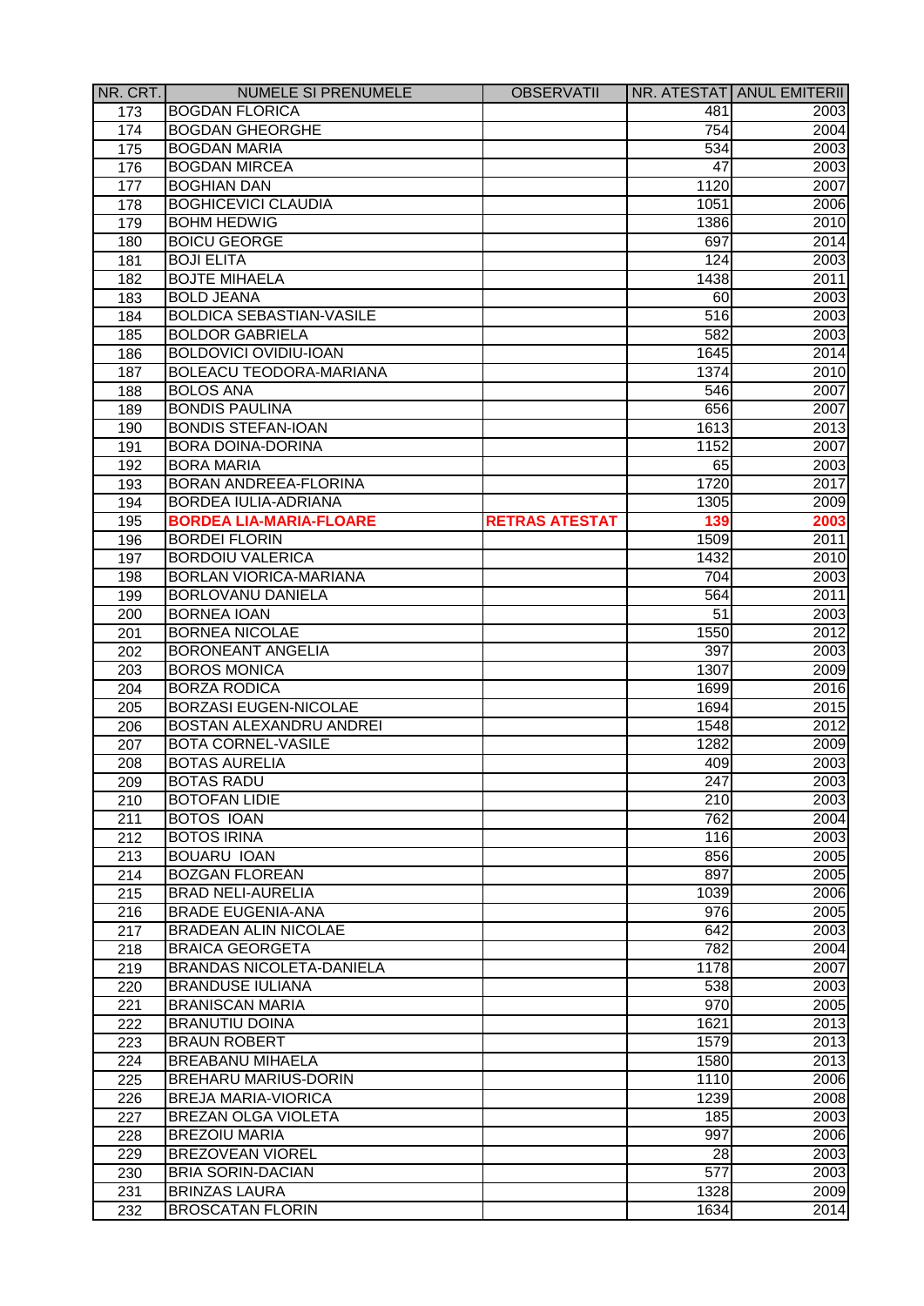| NR. CRT. | NUMELE SI PRENUMELE | OBSERVATII | NR. ATESTAT | ANUL EMITERII |
|---|---|---|---|---|
| 173 | BOGDAN FLORICA | | 481 | 2003 |
| 174 | BOGDAN GHEORGHE | | 754 | 2004 |
| 175 | BOGDAN MARIA | | 534 | 2003 |
| 176 | BOGDAN MIRCEA | | 47 | 2003 |
| 177 | BOGHIAN DAN | | 1120 | 2007 |
| 178 | BOGHICEVICI CLAUDIA | | 1051 | 2006 |
| 179 | BOHM HEDWIG | | 1386 | 2010 |
| 180 | BOICU GEORGE | | 697 | 2014 |
| 181 | BOJI ELITA | | 124 | 2003 |
| 182 | BOJTE MIHAELA | | 1438 | 2011 |
| 183 | BOLD JEANA | | 60 | 2003 |
| 184 | BOLDICA SEBASTIAN-VASILE | | 516 | 2003 |
| 185 | BOLDOR GABRIELA | | 582 | 2003 |
| 186 | BOLDOVICI OVIDIU-IOAN | | 1645 | 2014 |
| 187 | BOLEACU TEODORA-MARIANA | | 1374 | 2010 |
| 188 | BOLOS ANA | | 546 | 2007 |
| 189 | BONDIS PAULINA | | 656 | 2007 |
| 190 | BONDIS STEFAN-IOAN | | 1613 | 2013 |
| 191 | BORA DOINA-DORINA | | 1152 | 2007 |
| 192 | BORA MARIA | | 65 | 2003 |
| 193 | BORAN ANDREEA-FLORINA | | 1720 | 2017 |
| 194 | BORDEA IULIA-ADRIANA | | 1305 | 2009 |
| 195 | **BORDEA LIA-MARIA-FLOARE** | **RETRAS ATESTAT** | **139** | **2003** |
| 196 | BORDEI FLORIN | | 1509 | 2011 |
| 197 | BORDOIU VALERICA | | 1432 | 2010 |
| 198 | BORLAN VIORICA-MARIANA | | 704 | 2003 |
| 199 | BORLOVANU DANIELA | | 564 | 2011 |
| 200 | BORNEA IOAN | | 51 | 2003 |
| 201 | BORNEA NICOLAE | | 1550 | 2012 |
| 202 | BORONEANT ANGELIA | | 397 | 2003 |
| 203 | BOROS MONICA | | 1307 | 2009 |
| 204 | BORZA RODICA | | 1699 | 2016 |
| 205 | BORZASI EUGEN-NICOLAE | | 1694 | 2015 |
| 206 | BOSTAN ALEXANDRU ANDREI | | 1548 | 2012 |
| 207 | BOTA CORNEL-VASILE | | 1282 | 2009 |
| 208 | BOTAS AURELIA | | 409 | 2003 |
| 209 | BOTAS RADU | | 247 | 2003 |
| 210 | BOTOFAN LIDIE | | 210 | 2003 |
| 211 | BOTOS IOAN | | 762 | 2004 |
| 212 | BOTOS IRINA | | 116 | 2003 |
| 213 | BOUARU IOAN | | 856 | 2005 |
| 214 | BOZGAN FLOREAN | | 897 | 2005 |
| 215 | BRAD NELI-AURELIA | | 1039 | 2006 |
| 216 | BRADE EUGENIA-ANA | | 976 | 2005 |
| 217 | BRADEAN ALIN NICOLAE | | 642 | 2003 |
| 218 | BRAICA GEORGETA | | 782 | 2004 |
| 219 | BRANDAS NICOLETA-DANIELA | | 1178 | 2007 |
| 220 | BRANDUSE IULIANA | | 538 | 2003 |
| 221 | BRANISCAN MARIA | | 970 | 2005 |
| 222 | BRANUTIU DOINA | | 1621 | 2013 |
| 223 | BRAUN ROBERT | | 1579 | 2013 |
| 224 | BREABANU MIHAELA | | 1580 | 2013 |
| 225 | BREHARU MARIUS-DORIN | | 1110 | 2006 |
| 226 | BREJA MARIA-VIORICA | | 1239 | 2008 |
| 227 | BREZAN OLGA VIOLETA | | 185 | 2003 |
| 228 | BREZOIU MARIA | | 997 | 2006 |
| 229 | BREZOVEAN VIOREL | | 28 | 2003 |
| 230 | BRIA SORIN-DACIAN | | 577 | 2003 |
| 231 | BRINZAS LAURA | | 1328 | 2009 |
| 232 | BROSCATAN FLORIN | | 1634 | 2014 |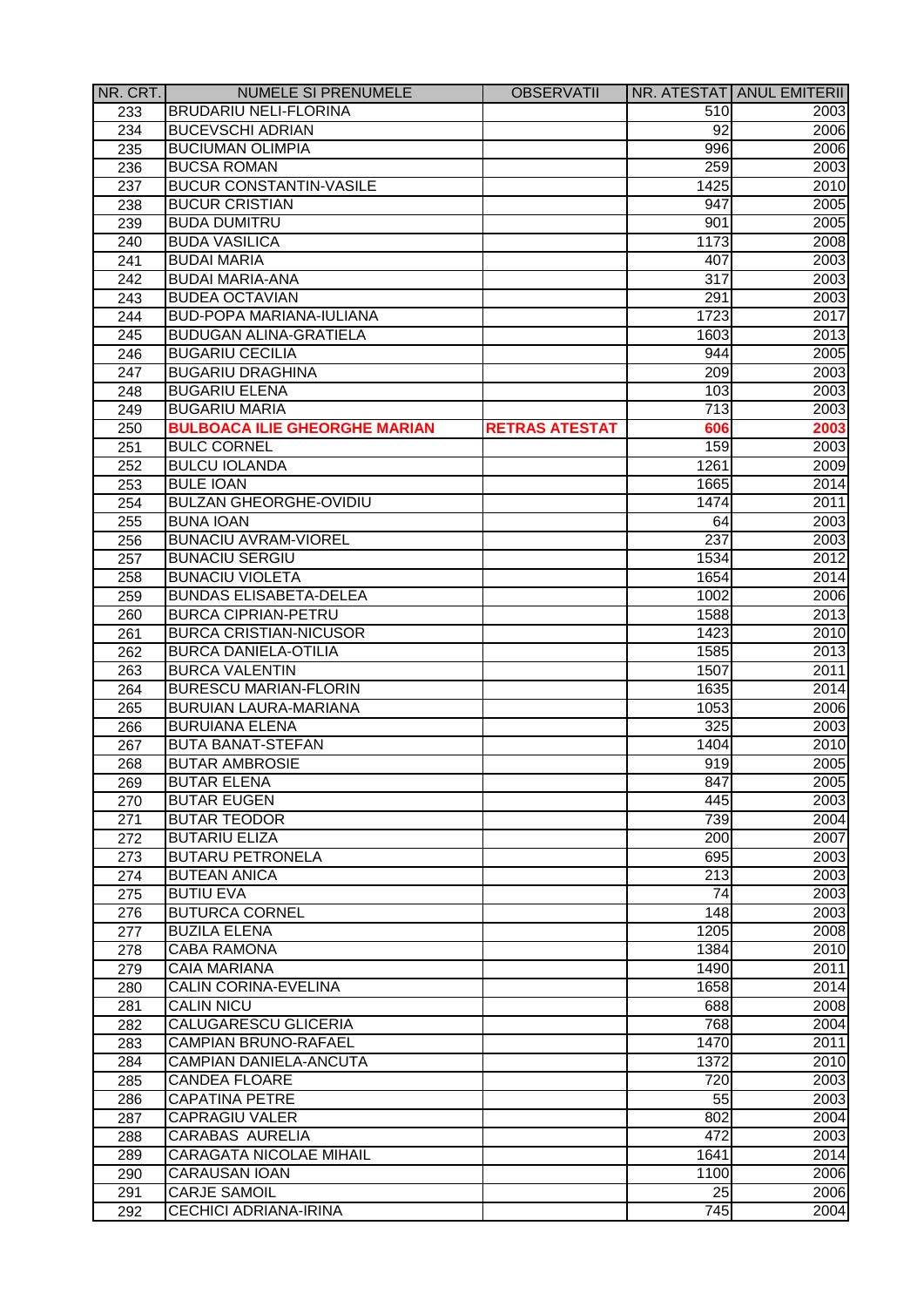| NR. CRT. | NUMELE SI PRENUMELE | OBSERVATII | NR. ATESTAT | ANUL EMITERII |
|---|---|---|---|---|
| 233 | BRUDARIU NELI-FLORINA | | 510 | 2003 |
| 234 | BUCEVSCHI ADRIAN | | 92 | 2006 |
| 235 | BUCIUMAN OLIMPIA | | 996 | 2006 |
| 236 | BUCSA ROMAN | | 259 | 2003 |
| 237 | BUCUR CONSTANTIN-VASILE | | 1425 | 2010 |
| 238 | BUCUR CRISTIAN | | 947 | 2005 |
| 239 | BUDA DUMITRU | | 901 | 2005 |
| 240 | BUDA VASILICA | | 1173 | 2008 |
| 241 | BUDAI MARIA | | 407 | 2003 |
| 242 | BUDAI MARIA-ANA | | 317 | 2003 |
| 243 | BUDEA OCTAVIAN | | 291 | 2003 |
| 244 | BUD-POPA MARIANA-IULIANA | | 1723 | 2017 |
| 245 | BUDUGAN ALINA-GRATIELA | | 1603 | 2013 |
| 246 | BUGARIU CECILIA | | 944 | 2005 |
| 247 | BUGARIU DRAGHINA | | 209 | 2003 |
| 248 | BUGARIU ELENA | | 103 | 2003 |
| 249 | BUGARIU MARIA | | 713 | 2003 |
| 250 | **BULBOACA ILIE GHEORGHE MARIAN** | **RETRAS ATESTAT** | **606** | **2003** |
| 251 | BULC CORNEL | | 159 | 2003 |
| 252 | BULCU IOLANDA | | 1261 | 2009 |
| 253 | BULE IOAN | | 1665 | 2014 |
| 254 | BULZAN GHEORGHE-OVIDIU | | 1474 | 2011 |
| 255 | BUNA IOAN | | 64 | 2003 |
| 256 | BUNACIU AVRAM-VIOREL | | 237 | 2003 |
| 257 | BUNACIU SERGIU | | 1534 | 2012 |
| 258 | BUNACIU VIOLETA | | 1654 | 2014 |
| 259 | BUNDAS ELISABETA-DELEA | | 1002 | 2006 |
| 260 | BURCA CIPRIAN-PETRU | | 1588 | 2013 |
| 261 | BURCA CRISTIAN-NICUSOR | | 1423 | 2010 |
| 262 | BURCA DANIELA-OTILIA | | 1585 | 2013 |
| 263 | BURCA VALENTIN | | 1507 | 2011 |
| 264 | BURESCU MARIAN-FLORIN | | 1635 | 2014 |
| 265 | BURUIAN LAURA-MARIANA | | 1053 | 2006 |
| 266 | BURUIANA ELENA | | 325 | 2003 |
| 267 | BUTA BANAT-STEFAN | | 1404 | 2010 |
| 268 | BUTAR AMBROSIE | | 919 | 2005 |
| 269 | BUTAR ELENA | | 847 | 2005 |
| 270 | BUTAR EUGEN | | 445 | 2003 |
| 271 | BUTAR TEODOR | | 739 | 2004 |
| 272 | BUTARIU ELIZA | | 200 | 2007 |
| 273 | BUTARU PETRONELA | | 695 | 2003 |
| 274 | BUTEAN ANICA | | 213 | 2003 |
| 275 | BUTIU EVA | | 74 | 2003 |
| 276 | BUTURCA CORNEL | | 148 | 2003 |
| 277 | BUZILA ELENA | | 1205 | 2008 |
| 278 | CABA RAMONA | | 1384 | 2010 |
| 279 | CAIA MARIANA | | 1490 | 2011 |
| 280 | CALIN CORINA-EVELINA | | 1658 | 2014 |
| 281 | CALIN NICU | | 688 | 2008 |
| 282 | CALUGARESCU GLICERIA | | 768 | 2004 |
| 283 | CAMPIAN BRUNO-RAFAEL | | 1470 | 2011 |
| 284 | CAMPIAN DANIELA-ANCUTA | | 1372 | 2010 |
| 285 | CANDEA FLOARE | | 720 | 2003 |
| 286 | CAPATINA PETRE | | 55 | 2003 |
| 287 | CAPRAGIU VALER | | 802 | 2004 |
| 288 | CARABAS AURELIA | | 472 | 2003 |
| 289 | CARAGATA NICOLAE MIHAIL | | 1641 | 2014 |
| 290 | CARAUSAN IOAN | | 1100 | 2006 |
| 291 | CARJE SAMOIL | | 25 | 2006 |
| 292 | CECHICI ADRIANA-IRINA | | 745 | 2004 |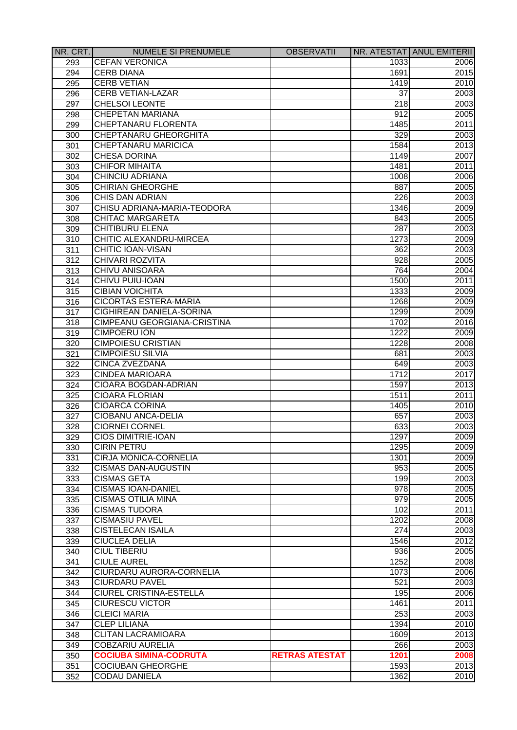| NR. CRT. | NUMELE SI PRENUMELE | OBSERVATII | NR. ATESTAT | ANUL EMITERII |
|---|---|---|---|---|
| 293 | CEFAN VERONICA | | 1033 | 2006 |
| 294 | CERB DIANA | | 1691 | 2015 |
| 295 | CERB VETIAN | | 1419 | 2010 |
| 296 | CERB VETIAN-LAZAR | | 37 | 2003 |
| 297 | CHELSOI LEONTE | | 218 | 2003 |
| 298 | CHEPETAN MARIANA | | 912 | 2005 |
| 299 | CHEPTANARU FLORENTA | | 1485 | 2011 |
| 300 | CHEPTANARU GHEORGHITA | | 329 | 2003 |
| 301 | CHEPTANARU MARICICA | | 1584 | 2013 |
| 302 | CHESA DORINA | | 1149 | 2007 |
| 303 | CHIFOR MIHAITA | | 1481 | 2011 |
| 304 | CHINCIU ADRIANA | | 1008 | 2006 |
| 305 | CHIRIAN GHEORGHE | | 887 | 2005 |
| 306 | CHIS DAN ADRIAN | | 226 | 2003 |
| 307 | CHISU ADRIANA-MARIA-TEODORA | | 1346 | 2009 |
| 308 | CHITAC MARGARETA | | 843 | 2005 |
| 309 | CHITIBURU ELENA | | 287 | 2003 |
| 310 | CHITIC ALEXANDRU-MIRCEA | | 1273 | 2009 |
| 311 | CHITIC IOAN-VISAN | | 362 | 2003 |
| 312 | CHIVARI ROZVITA | | 928 | 2005 |
| 313 | CHIVU ANISOARA | | 764 | 2004 |
| 314 | CHIVU PUIU-IOAN | | 1500 | 2011 |
| 315 | CIBIAN VOICHITA | | 1333 | 2009 |
| 316 | CICORTAS ESTERA-MARIA | | 1268 | 2009 |
| 317 | CIGHIREAN DANIELA-SORINA | | 1299 | 2009 |
| 318 | CIMPEANU GEORGIANA-CRISTINA | | 1702 | 2016 |
| 319 | CIMPOERU ION | | 1222 | 2009 |
| 320 | CIMPOIESU CRISTIAN | | 1228 | 2008 |
| 321 | CIMPOIESU SILVIA | | 681 | 2003 |
| 322 | CINCA ZVEZDANA | | 649 | 2003 |
| 323 | CINDEA MARIOARA | | 1712 | 2017 |
| 324 | CIOARA BOGDAN-ADRIAN | | 1597 | 2013 |
| 325 | CIOARA FLORIAN | | 1511 | 2011 |
| 326 | CIOARCA CORINA | | 1405 | 2010 |
| 327 | CIOBANU ANCA-DELIA | | 657 | 2003 |
| 328 | CIORNEI CORNEL | | 633 | 2003 |
| 329 | CIOS DIMITRIE-IOAN | | 1297 | 2009 |
| 330 | CIRIN PETRU | | 1295 | 2009 |
| 331 | CIRJA MONICA-CORNELIA | | 1301 | 2009 |
| 332 | CISMAS DAN-AUGUSTIN | | 953 | 2005 |
| 333 | CISMAS GETA | | 199 | 2003 |
| 334 | CISMAS IOAN-DANIEL | | 978 | 2005 |
| 335 | CISMAS OTILIA MINA | | 979 | 2005 |
| 336 | CISMAS TUDORA | | 102 | 2011 |
| 337 | CISMASIU PAVEL | | 1202 | 2008 |
| 338 | CISTELECAN ISAILA | | 274 | 2003 |
| 339 | CIUCLEA DELIA | | 1546 | 2012 |
| 340 | CIUL TIBERIU | | 936 | 2005 |
| 341 | CIULE AUREL | | 1252 | 2008 |
| 342 | CIURDARU AURORA-CORNELIA | | 1073 | 2006 |
| 343 | CIURDARU PAVEL | | 521 | 2003 |
| 344 | CIUREL CRISTINA-ESTELLA | | 195 | 2006 |
| 345 | CIURESCU VICTOR | | 1461 | 2011 |
| 346 | CLEICI MARIA | | 253 | 2003 |
| 347 | CLEP LILIANA | | 1394 | 2010 |
| 348 | CLITAN LACRAMIOARA | | 1609 | 2013 |
| 349 | COBZARIU AURELIA | | 266 | 2003 |
| 350 | **COCIUBA SIMINA-CODRUTA** | **RETRAS ATESTAT** | **1201** | **2008** |
| 351 | COCIUBAN GHEORGHE | | 1593 | 2013 |
| 352 | CODAU DANIELA | | 1362 | 2010 |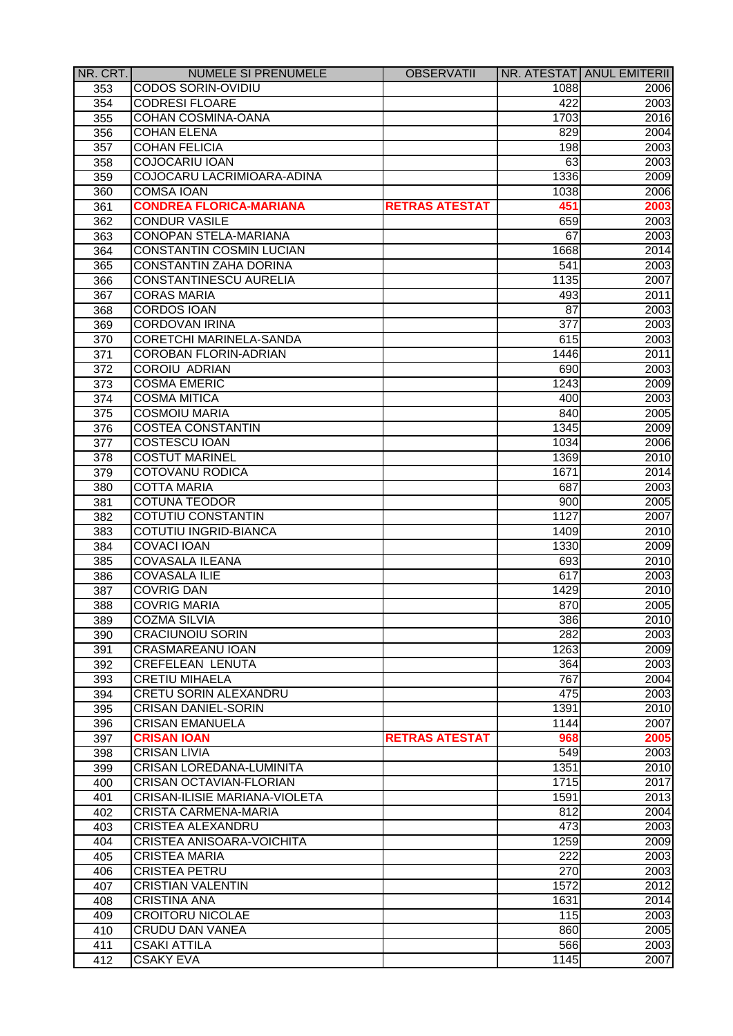| NR. CRT. | NUMELE SI PRENUMELE | OBSERVATII | NR. ATESTAT | ANUL EMITERII |
|---|---|---|---|---|
| 353 | CODOS SORIN-OVIDIU | | 1088 | 2006 |
| 354 | CODRESI FLOARE | | 422 | 2003 |
| 355 | COHAN COSMINA-OANA | | 1703 | 2016 |
| 356 | COHAN ELENA | | 829 | 2004 |
| 357 | COHAN FELICIA | | 198 | 2003 |
| 358 | COJOCARIU IOAN | | 63 | 2003 |
| 359 | COJOCARU LACRIMIOARA-ADINA | | 1336 | 2009 |
| 360 | COMSA IOAN | | 1038 | 2006 |
| 361 | **CONDREA FLORICA-MARIANA** | **RETRAS ATESTAT** | **451** | **2003** |
| 362 | CONDUR VASILE | | 659 | 2003 |
| 363 | CONOPAN STELA-MARIANA | | 67 | 2003 |
| 364 | CONSTANTIN COSMIN LUCIAN | | 1668 | 2014 |
| 365 | CONSTANTIN ZAHA DORINA | | 541 | 2003 |
| 366 | CONSTANTINESCU AURELIA | | 1135 | 2007 |
| 367 | CORAS MARIA | | 493 | 2011 |
| 368 | CORDOS IOAN | | 87 | 2003 |
| 369 | CORDOVAN IRINA | | 377 | 2003 |
| 370 | CORETCHI MARINELA-SANDA | | 615 | 2003 |
| 371 | COROBAN FLORIN-ADRIAN | | 1446 | 2011 |
| 372 | COROIU ADRIAN | | 690 | 2003 |
| 373 | COSMA EMERIC | | 1243 | 2009 |
| 374 | COSMA MITICA | | 400 | 2003 |
| 375 | COSMOIU MARIA | | 840 | 2005 |
| 376 | COSTEA CONSTANTIN | | 1345 | 2009 |
| 377 | COSTESCU IOAN | | 1034 | 2006 |
| 378 | COSTUT MARINEL | | 1369 | 2010 |
| 379 | COTOVANU RODICA | | 1671 | 2014 |
| 380 | COTTA MARIA | | 687 | 2003 |
| 381 | COTUNA TEODOR | | 900 | 2005 |
| 382 | COTUTIU CONSTANTIN | | 1127 | 2007 |
| 383 | COTUTIU INGRID-BIANCA | | 1409 | 2010 |
| 384 | COVACI IOAN | | 1330 | 2009 |
| 385 | COVASALA ILEANA | | 693 | 2010 |
| 386 | COVASALA ILIE | | 617 | 2003 |
| 387 | COVRIG DAN | | 1429 | 2010 |
| 388 | COVRIG MARIA | | 870 | 2005 |
| 389 | COZMA SILVIA | | 386 | 2010 |
| 390 | CRACIUNOIU SORIN | | 282 | 2003 |
| 391 | CRASMAREANU IOAN | | 1263 | 2009 |
| 392 | CREFELEAN LENUTA | | 364 | 2003 |
| 393 | CRETIU MIHAELA | | 767 | 2004 |
| 394 | CRETU SORIN ALEXANDRU | | 475 | 2003 |
| 395 | CRISAN DANIEL-SORIN | | 1391 | 2010 |
| 396 | CRISAN EMANUELA | | 1144 | 2007 |
| 397 | **CRISAN IOAN** | **RETRAS ATESTAT** | **968** | **2005** |
| 398 | CRISAN LIVIA | | 549 | 2003 |
| 399 | CRISAN LOREDANA-LUMINITA | | 1351 | 2010 |
| 400 | CRISAN OCTAVIAN-FLORIAN | | 1715 | 2017 |
| 401 | CRISAN-ILISIE MARIANA-VIOLETA | | 1591 | 2013 |
| 402 | CRISTA CARMENA-MARIA | | 812 | 2004 |
| 403 | CRISTEA ALEXANDRU | | 473 | 2003 |
| 404 | CRISTEA ANISOARA-VOICHITA | | 1259 | 2009 |
| 405 | CRISTEA MARIA | | 222 | 2003 |
| 406 | CRISTEA PETRU | | 270 | 2003 |
| 407 | CRISTIAN VALENTIN | | 1572 | 2012 |
| 408 | CRISTINA ANA | | 1631 | 2014 |
| 409 | CROITORU NICOLAE | | 115 | 2003 |
| 410 | CRUDU DAN VANEA | | 860 | 2005 |
| 411 | CSAKI ATTILA | | 566 | 2003 |
| 412 | CSAKY EVA | | 1145 | 2007 |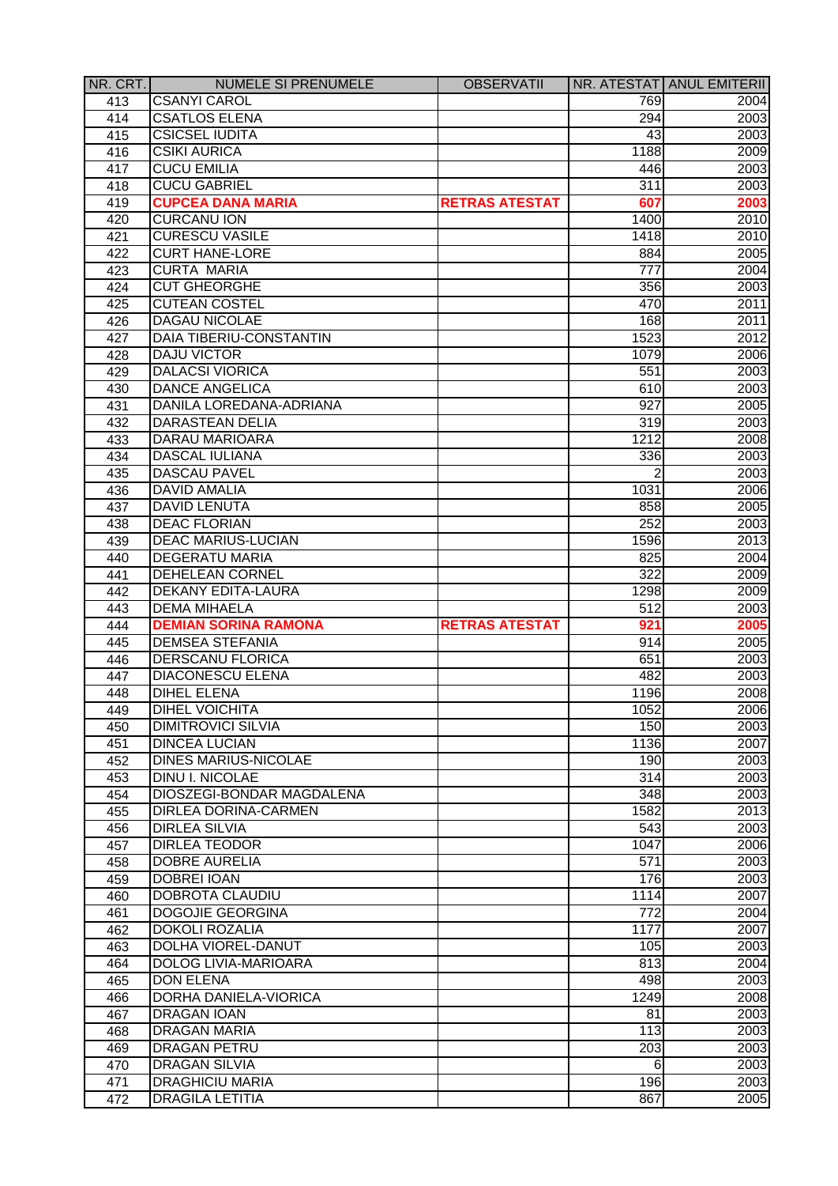| NR. CRT. | NUMELE SI PRENUMELE | OBSERVATII | NR. ATESTAT | ANUL EMITERII |
|---|---|---|---|---|
| 413 | CSANYI CAROL | | 769 | 2004 |
| 414 | CSATLOS ELENA | | 294 | 2003 |
| 415 | CSICSEL IUDITA | | 43 | 2003 |
| 416 | CSIKI AURICA | | 1188 | 2009 |
| 417 | CUCU EMILIA | | 446 | 2003 |
| 418 | CUCU GABRIEL | | 311 | 2003 |
| 419 | **CUPCEA DANA MARIA** | **RETRAS ATESTAT** | **607** | **2003** |
| 420 | CURCANU ION | | 1400 | 2010 |
| 421 | CURESCU VASILE | | 1418 | 2010 |
| 422 | CURT HANE-LORE | | 884 | 2005 |
| 423 | CURTA MARIA | | 777 | 2004 |
| 424 | CUT GHEORGHE | | 356 | 2003 |
| 425 | CUTEAN COSTEL | | 470 | 2011 |
| 426 | DAGAU NICOLAE | | 168 | 2011 |
| 427 | DAIA TIBERIU-CONSTANTIN | | 1523 | 2012 |
| 428 | DAJU VICTOR | | 1079 | 2006 |
| 429 | DALACSI VIORICA | | 551 | 2003 |
| 430 | DANCE ANGELICA | | 610 | 2003 |
| 431 | DANILA LOREDANA-ADRIANA | | 927 | 2005 |
| 432 | DARASTEAN DELIA | | 319 | 2003 |
| 433 | DARAU MARIOARA | | 1212 | 2008 |
| 434 | DASCAL IULIANA | | 336 | 2003 |
| 435 | DASCAU PAVEL | | 2 | 2003 |
| 436 | DAVID AMALIA | | 1031 | 2006 |
| 437 | DAVID LENUTA | | 858 | 2005 |
| 438 | DEAC FLORIAN | | 252 | 2003 |
| 439 | DEAC MARIUS-LUCIAN | | 1596 | 2013 |
| 440 | DEGERATU MARIA | | 825 | 2004 |
| 441 | DEHELEAN CORNEL | | 322 | 2009 |
| 442 | DEKANY EDITA-LAURA | | 1298 | 2009 |
| 443 | DEMA MIHAELA | | 512 | 2003 |
| 444 | **DEMIAN SORINA RAMONA** | **RETRAS ATESTAT** | **921** | **2005** |
| 445 | DEMSEA STEFANIA | | 914 | 2005 |
| 446 | DERSCANU FLORICA | | 651 | 2003 |
| 447 | DIACONESCU ELENA | | 482 | 2003 |
| 448 | DIHEL ELENA | | 1196 | 2008 |
| 449 | DIHEL VOICHITA | | 1052 | 2006 |
| 450 | DIMITROVICI SILVIA | | 150 | 2003 |
| 451 | DINCEA LUCIAN | | 1136 | 2007 |
| 452 | DINES MARIUS-NICOLAE | | 190 | 2003 |
| 453 | DINU I. NICOLAE | | 314 | 2003 |
| 454 | DIOSZEGI-BONDAR MAGDALENA | | 348 | 2003 |
| 455 | DIRLEA DORINA-CARMEN | | 1582 | 2013 |
| 456 | DIRLEA SILVIA | | 543 | 2003 |
| 457 | DIRLEA TEODOR | | 1047 | 2006 |
| 458 | DOBRE AURELIA | | 571 | 2003 |
| 459 | DOBREI IOAN | | 176 | 2003 |
| 460 | DOBROTA CLAUDIU | | 1114 | 2007 |
| 461 | DOGOJIE GEORGINA | | 772 | 2004 |
| 462 | DOKOLI ROZALIA | | 1177 | 2007 |
| 463 | DOLHA VIOREL-DANUT | | 105 | 2003 |
| 464 | DOLOG LIVIA-MARIOARA | | 813 | 2004 |
| 465 | DON ELENA | | 498 | 2003 |
| 466 | DORHA DANIELA-VIORICA | | 1249 | 2008 |
| 467 | DRAGAN IOAN | | 81 | 2003 |
| 468 | DRAGAN MARIA | | 113 | 2003 |
| 469 | DRAGAN PETRU | | 203 | 2003 |
| 470 | DRAGAN SILVIA | | 6 | 2003 |
| 471 | DRAGHICIU MARIA | | 196 | 2003 |
| 472 | DRAGILA LETITIA | | 867 | 2005 |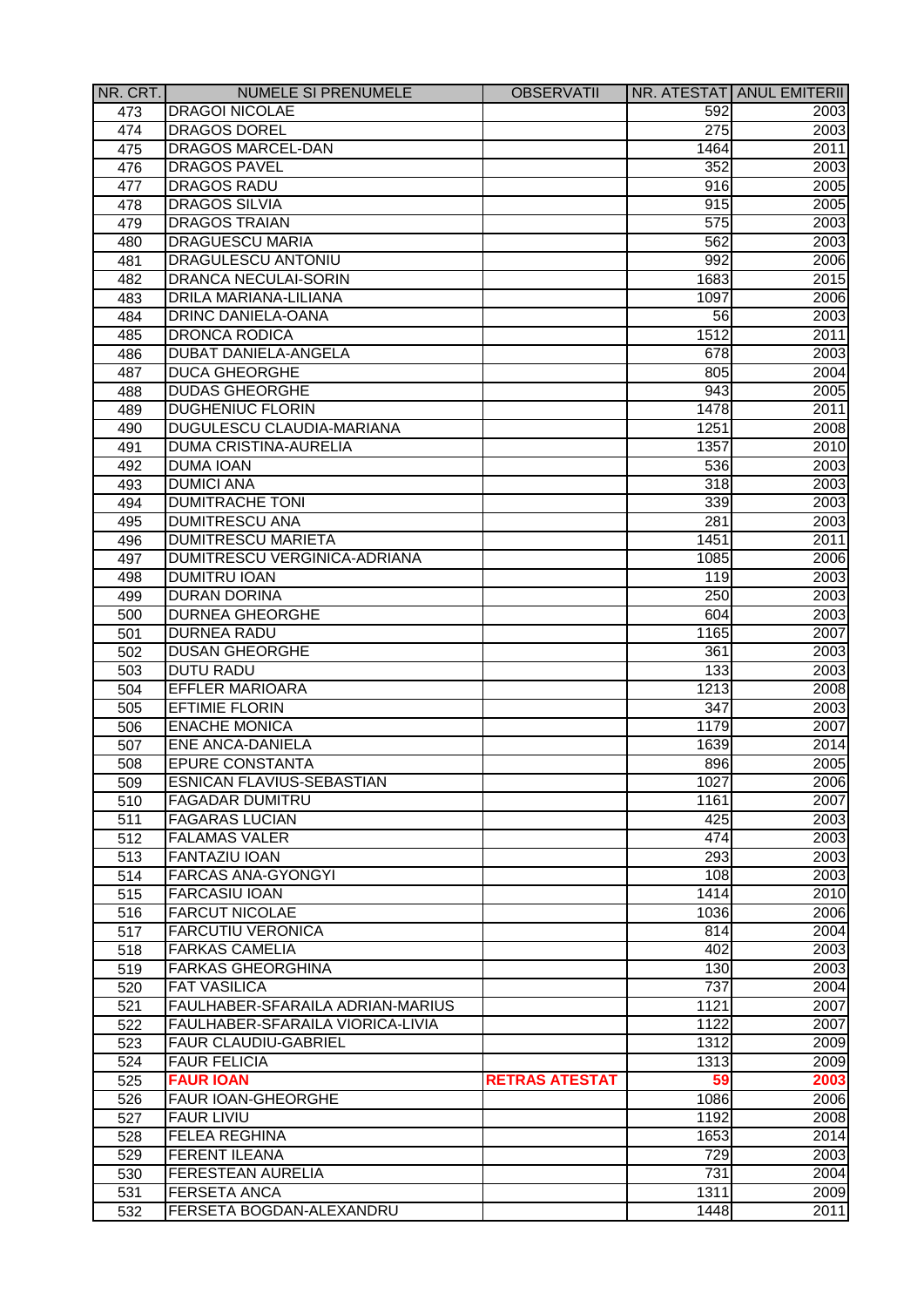| NR. CRT. | NUMELE SI PRENUMELE | OBSERVATII | NR. ATESTAT | ANUL EMITERII |
|---|---|---|---|---|
| 473 | DRAGOI NICOLAE | | 592 | 2003 |
| 474 | DRAGOS DOREL | | 275 | 2003 |
| 475 | DRAGOS MARCEL-DAN | | 1464 | 2011 |
| 476 | DRAGOS PAVEL | | 352 | 2003 |
| 477 | DRAGOS RADU | | 916 | 2005 |
| 478 | DRAGOS SILVIA | | 915 | 2005 |
| 479 | DRAGOS TRAIAN | | 575 | 2003 |
| 480 | DRAGUESCU MARIA | | 562 | 2003 |
| 481 | DRAGULESCU ANTONIU | | 992 | 2006 |
| 482 | DRANCA NECULAI-SORIN | | 1683 | 2015 |
| 483 | DRILA MARIANA-LILIANA | | 1097 | 2006 |
| 484 | DRINC DANIELA-OANA | | 56 | 2003 |
| 485 | DRONCA RODICA | | 1512 | 2011 |
| 486 | DUBAT DANIELA-ANGELA | | 678 | 2003 |
| 487 | DUCA GHEORGHE | | 805 | 2004 |
| 488 | DUDAS GHEORGHE | | 943 | 2005 |
| 489 | DUGHENIUC FLORIN | | 1478 | 2011 |
| 490 | DUGULESCU CLAUDIA-MARIANA | | 1251 | 2008 |
| 491 | DUMA CRISTINA-AURELIA | | 1357 | 2010 |
| 492 | DUMA IOAN | | 536 | 2003 |
| 493 | DUMICI ANA | | 318 | 2003 |
| 494 | DUMITRACHE TONI | | 339 | 2003 |
| 495 | DUMITRESCU ANA | | 281 | 2003 |
| 496 | DUMITRESCU MARIETA | | 1451 | 2011 |
| 497 | DUMITRESCU VERGINICA-ADRIANA | | 1085 | 2006 |
| 498 | DUMITRU IOAN | | 119 | 2003 |
| 499 | DURAN DORINA | | 250 | 2003 |
| 500 | DURNEA GHEORGHE | | 604 | 2003 |
| 501 | DURNEA RADU | | 1165 | 2007 |
| 502 | DUSAN GHEORGHE | | 361 | 2003 |
| 503 | DUTU RADU | | 133 | 2003 |
| 504 | EFFLER MARIOARA | | 1213 | 2008 |
| 505 | EFTIMIE FLORIN | | 347 | 2003 |
| 506 | ENACHE MONICA | | 1179 | 2007 |
| 507 | ENE ANCA-DANIELA | | 1639 | 2014 |
| 508 | EPURE CONSTANTA | | 896 | 2005 |
| 509 | ESNICAN FLAVIUS-SEBASTIAN | | 1027 | 2006 |
| 510 | FAGADAR DUMITRU | | 1161 | 2007 |
| 511 | FAGARAS LUCIAN | | 425 | 2003 |
| 512 | FALAMAS VALER | | 474 | 2003 |
| 513 | FANTAZIU IOAN | | 293 | 2003 |
| 514 | FARCAS ANA-GYONGYI | | 108 | 2003 |
| 515 | FARCASIU IOAN | | 1414 | 2010 |
| 516 | FARCUT NICOLAE | | 1036 | 2006 |
| 517 | FARCUTIU VERONICA | | 814 | 2004 |
| 518 | FARKAS CAMELIA | | 402 | 2003 |
| 519 | FARKAS GHEORGHINA | | 130 | 2003 |
| 520 | FAT VASILICA | | 737 | 2004 |
| 521 | FAULHABER-SFARAILA ADRIAN-MARIUS | | 1121 | 2007 |
| 522 | FAULHABER-SFARAILA VIORICA-LIVIA | | 1122 | 2007 |
| 523 | FAUR CLAUDIU-GABRIEL | | 1312 | 2009 |
| 524 | FAUR FELICIA | | 1313 | 2009 |
| 525 | **FAUR IOAN** | **RETRAS ATESTAT** | **59** | **2003** |
| 526 | FAUR IOAN-GHEORGHE | | 1086 | 2006 |
| 527 | FAUR LIVIU | | 1192 | 2008 |
| 528 | FELEA REGHINA | | 1653 | 2014 |
| 529 | FERENT ILEANA | | 729 | 2003 |
| 530 | FERESTEAN AURELIA | | 731 | 2004 |
| 531 | FERSETA ANCA | | 1311 | 2009 |
| 532 | FERSETA BOGDAN-ALEXANDRU | | 1448 | 2011 |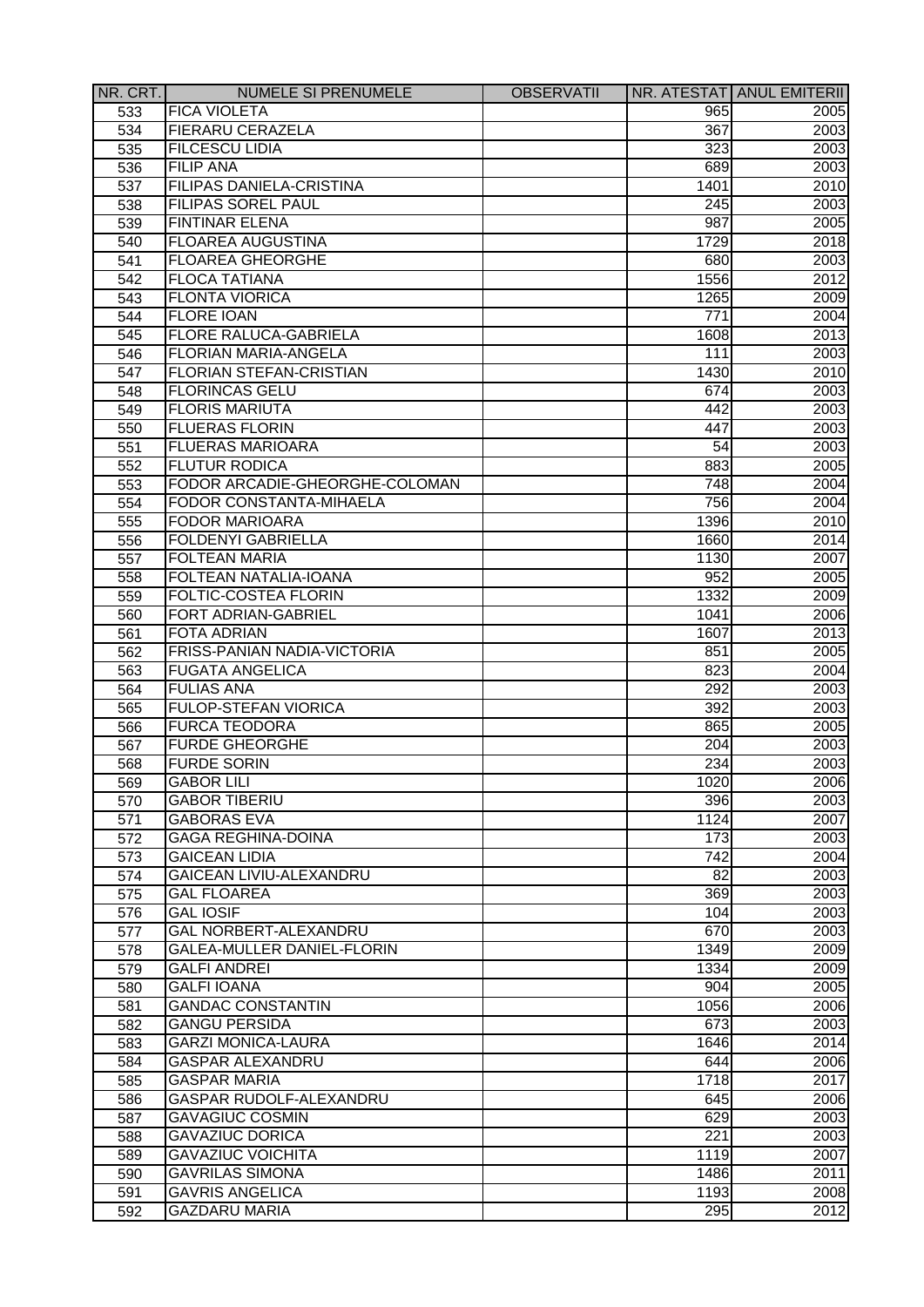| NR. CRT. | NUMELE SI PRENUMELE | OBSERVATII | NR. ATESTAT | ANUL EMITERII |
|---|---|---|---|---|
| 533 | FICA VIOLETA | | 965 | 2005 |
| 534 | FIERARU CERAZELA | | 367 | 2003 |
| 535 | FILCESCU LIDIA | | 323 | 2003 |
| 536 | FILIP ANA | | 689 | 2003 |
| 537 | FILIPAS DANIELA-CRISTINA | | 1401 | 2010 |
| 538 | FILIPAS SOREL PAUL | | 245 | 2003 |
| 539 | FINTINAR ELENA | | 987 | 2005 |
| 540 | FLOAREA AUGUSTINA | | 1729 | 2018 |
| 541 | FLOAREA GHEORGHE | | 680 | 2003 |
| 542 | FLOCA TATIANA | | 1556 | 2012 |
| 543 | FLONTA VIORICA | | 1265 | 2009 |
| 544 | FLORE IOAN | | 771 | 2004 |
| 545 | FLORE RALUCA-GABRIELA | | 1608 | 2013 |
| 546 | FLORIAN MARIA-ANGELA | | 111 | 2003 |
| 547 | FLORIAN STEFAN-CRISTIAN | | 1430 | 2010 |
| 548 | FLORINCAS GELU | | 674 | 2003 |
| 549 | FLORIS MARIUTA | | 442 | 2003 |
| 550 | FLUERAS FLORIN | | 447 | 2003 |
| 551 | FLUERAS MARIOARA | | 54 | 2003 |
| 552 | FLUTUR RODICA | | 883 | 2005 |
| 553 | FODOR ARCADIE-GHEORGHE-COLOMAN | | 748 | 2004 |
| 554 | FODOR CONSTANTA-MIHAELA | | 756 | 2004 |
| 555 | FODOR MARIOARA | | 1396 | 2010 |
| 556 | FOLDENYI GABRIELLA | | 1660 | 2014 |
| 557 | FOLTEAN MARIA | | 1130 | 2007 |
| 558 | FOLTEAN NATALIA-IOANA | | 952 | 2005 |
| 559 | FOLTIC-COSTEA FLORIN | | 1332 | 2009 |
| 560 | FORT ADRIAN-GABRIEL | | 1041 | 2006 |
| 561 | FOTA ADRIAN | | 1607 | 2013 |
| 562 | FRISS-PANIAN NADIA-VICTORIA | | 851 | 2005 |
| 563 | FUGATA ANGELICA | | 823 | 2004 |
| 564 | FULIAS ANA | | 292 | 2003 |
| 565 | FULOP-STEFAN VIORICA | | 392 | 2003 |
| 566 | FURCA TEODORA | | 865 | 2005 |
| 567 | FURDE GHEORGHE | | 204 | 2003 |
| 568 | FURDE SORIN | | 234 | 2003 |
| 569 | GABOR LILI | | 1020 | 2006 |
| 570 | GABOR TIBERIU | | 396 | 2003 |
| 571 | GABORAS EVA | | 1124 | 2007 |
| 572 | GAGA REGHINA-DOINA | | 173 | 2003 |
| 573 | GAICEAN LIDIA | | 742 | 2004 |
| 574 | GAICEAN LIVIU-ALEXANDRU | | 82 | 2003 |
| 575 | GAL FLOAREA | | 369 | 2003 |
| 576 | GAL IOSIF | | 104 | 2003 |
| 577 | GAL NORBERT-ALEXANDRU | | 670 | 2003 |
| 578 | GALEA-MULLER DANIEL-FLORIN | | 1349 | 2009 |
| 579 | GALFI ANDREI | | 1334 | 2009 |
| 580 | GALFI IOANA | | 904 | 2005 |
| 581 | GANDAC CONSTANTIN | | 1056 | 2006 |
| 582 | GANGU PERSIDA | | 673 | 2003 |
| 583 | GARZI MONICA-LAURA | | 1646 | 2014 |
| 584 | GASPAR ALEXANDRU | | 644 | 2006 |
| 585 | GASPAR MARIA | | 1718 | 2017 |
| 586 | GASPAR RUDOLF-ALEXANDRU | | 645 | 2006 |
| 587 | GAVAGIUC COSMIN | | 629 | 2003 |
| 588 | GAVAZIUC DORICA | | 221 | 2003 |
| 589 | GAVAZIUC VOICHITA | | 1119 | 2007 |
| 590 | GAVRILAS SIMONA | | 1486 | 2011 |
| 591 | GAVRIS ANGELICA | | 1193 | 2008 |
| 592 | GAZDARU MARIA | | 295 | 2012 |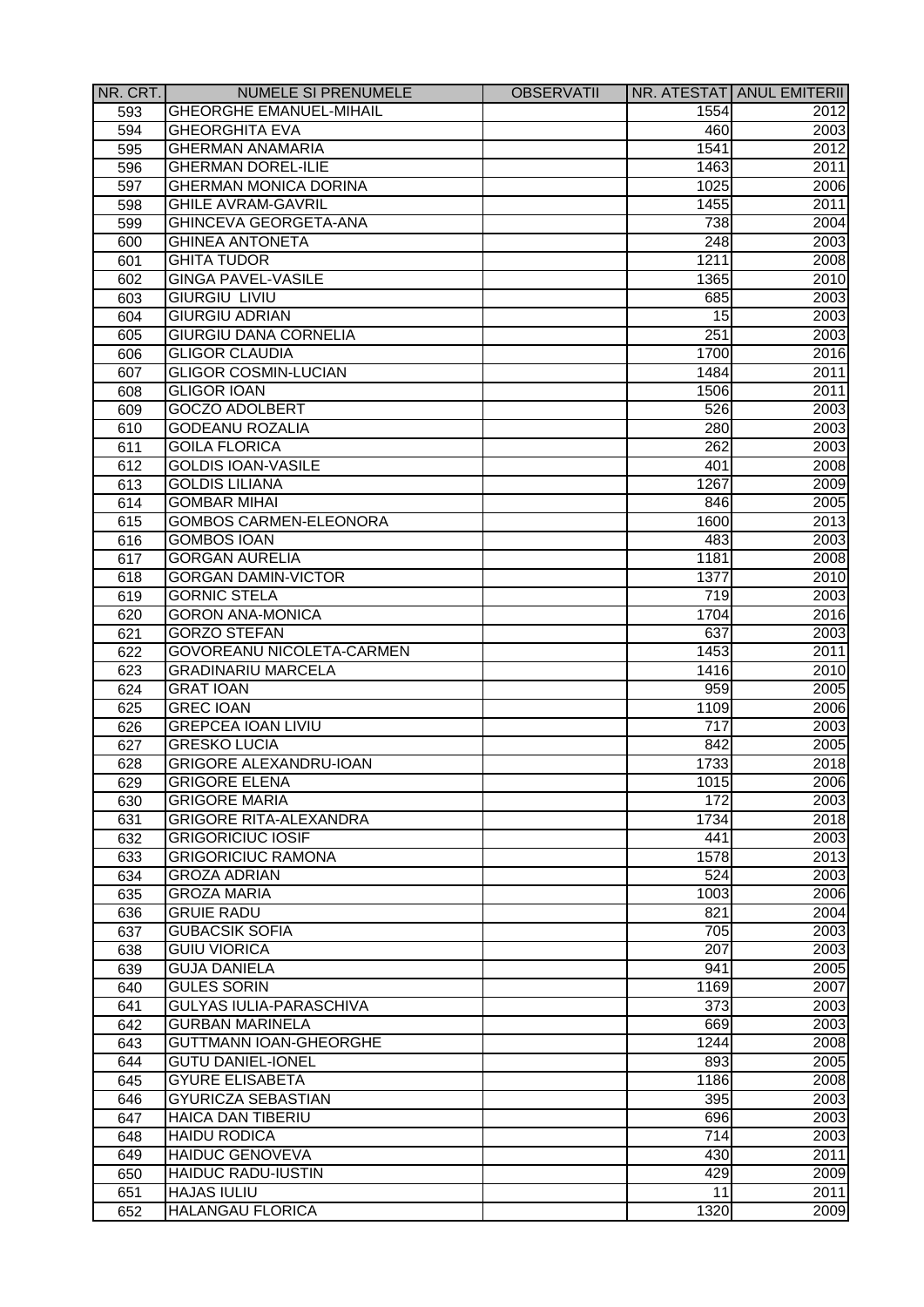| NR. CRT. | NUMELE SI PRENUMELE | OBSERVATII | NR. ATESTAT | ANUL EMITERII |
|---|---|---|---|---|
| 593 | GHEORGHE EMANUEL-MIHAIL | | 1554 | 2012 |
| 594 | GHEORGHITA EVA | | 460 | 2003 |
| 595 | GHERMAN ANAMARIA | | 1541 | 2012 |
| 596 | GHERMAN DOREL-ILIE | | 1463 | 2011 |
| 597 | GHERMAN MONICA DORINA | | 1025 | 2006 |
| 598 | GHILE AVRAM-GAVRIL | | 1455 | 2011 |
| 599 | GHINCEVA GEORGETA-ANA | | 738 | 2004 |
| 600 | GHINEA ANTONETA | | 248 | 2003 |
| 601 | GHITA TUDOR | | 1211 | 2008 |
| 602 | GINGA PAVEL-VASILE | | 1365 | 2010 |
| 603 | GIURGIU  LIVIU | | 685 | 2003 |
| 604 | GIURGIU ADRIAN | | 15 | 2003 |
| 605 | GIURGIU DANA CORNELIA | | 251 | 2003 |
| 606 | GLIGOR CLAUDIA | | 1700 | 2016 |
| 607 | GLIGOR COSMIN-LUCIAN | | 1484 | 2011 |
| 608 | GLIGOR IOAN | | 1506 | 2011 |
| 609 | GOCZO ADOLBERT | | 526 | 2003 |
| 610 | GODEANU ROZALIA | | 280 | 2003 |
| 611 | GOILA FLORICA | | 262 | 2003 |
| 612 | GOLDIS IOAN-VASILE | | 401 | 2008 |
| 613 | GOLDIS LILIANA | | 1267 | 2009 |
| 614 | GOMBAR MIHAI | | 846 | 2005 |
| 615 | GOMBOS CARMEN-ELEONORA | | 1600 | 2013 |
| 616 | GOMBOS IOAN | | 483 | 2003 |
| 617 | GORGAN AURELIA | | 1181 | 2008 |
| 618 | GORGAN DAMIN-VICTOR | | 1377 | 2010 |
| 619 | GORNIC STELA | | 719 | 2003 |
| 620 | GORON ANA-MONICA | | 1704 | 2016 |
| 621 | GORZO STEFAN | | 637 | 2003 |
| 622 | GOVOREANU NICOLETA-CARMEN | | 1453 | 2011 |
| 623 | GRADINARIU MARCELA | | 1416 | 2010 |
| 624 | GRAT IOAN | | 959 | 2005 |
| 625 | GREC IOAN | | 1109 | 2006 |
| 626 | GREPCEA IOAN LIVIU | | 717 | 2003 |
| 627 | GRESKO LUCIA | | 842 | 2005 |
| 628 | GRIGORE ALEXANDRU-IOAN | | 1733 | 2018 |
| 629 | GRIGORE ELENA | | 1015 | 2006 |
| 630 | GRIGORE MARIA | | 172 | 2003 |
| 631 | GRIGORE RITA-ALEXANDRA | | 1734 | 2018 |
| 632 | GRIGORICIUC IOSIF | | 441 | 2003 |
| 633 | GRIGORICIUC RAMONA | | 1578 | 2013 |
| 634 | GROZA ADRIAN | | 524 | 2003 |
| 635 | GROZA MARIA | | 1003 | 2006 |
| 636 | GRUIE RADU | | 821 | 2004 |
| 637 | GUBACSIK SOFIA | | 705 | 2003 |
| 638 | GUIU VIORICA | | 207 | 2003 |
| 639 | GUJA DANIELA | | 941 | 2005 |
| 640 | GULES SORIN | | 1169 | 2007 |
| 641 | GULYAS IULIA-PARASCHIVA | | 373 | 2003 |
| 642 | GURBAN MARINELA | | 669 | 2003 |
| 643 | GUTTMANN IOAN-GHEORGHE | | 1244 | 2008 |
| 644 | GUTU DANIEL-IONEL | | 893 | 2005 |
| 645 | GYURE ELISABETA | | 1186 | 2008 |
| 646 | GYURICZA SEBASTIAN | | 395 | 2003 |
| 647 | HAICA DAN TIBERIU | | 696 | 2003 |
| 648 | HAIDU RODICA | | 714 | 2003 |
| 649 | HAIDUC GENOVEVA | | 430 | 2011 |
| 650 | HAIDUC RADU-IUSTIN | | 429 | 2009 |
| 651 | HAJAS IULIU | | 11 | 2011 |
| 652 | HALANGAU FLORICA | | 1320 | 2009 |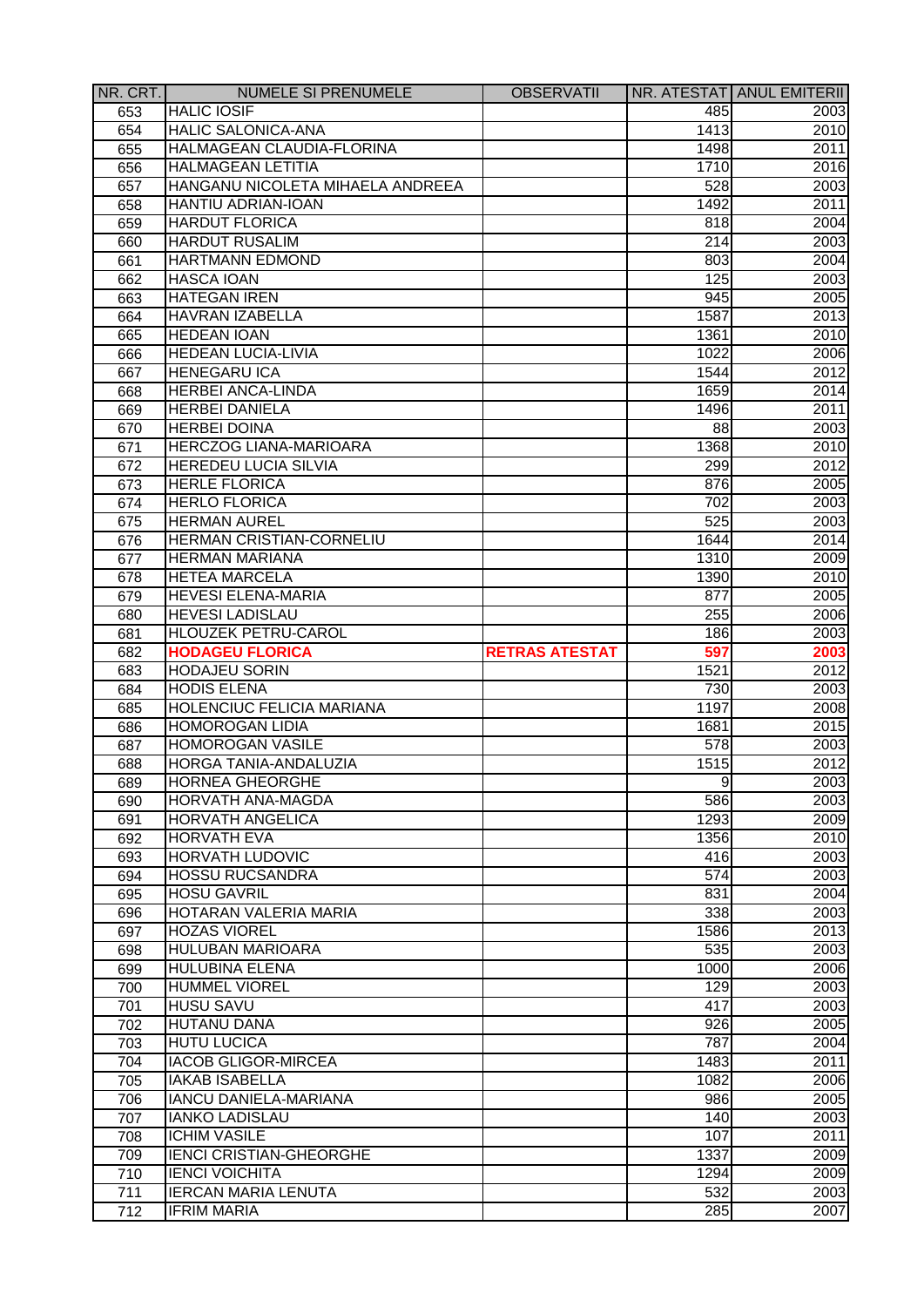| NR. CRT. | NUMELE SI PRENUMELE | OBSERVATII | NR. ATESTAT | ANUL EMITERII |
|---|---|---|---|---|
| 653 | HALIC IOSIF | | 485 | 2003 |
| 654 | HALIC SALONICA-ANA | | 1413 | 2010 |
| 655 | HALMAGEAN CLAUDIA-FLORINA | | 1498 | 2011 |
| 656 | HALMAGEAN LETITIA | | 1710 | 2016 |
| 657 | HANGANU NICOLETA MIHAELA ANDREEA | | 528 | 2003 |
| 658 | HANTIU ADRIAN-IOAN | | 1492 | 2011 |
| 659 | HARDUT FLORICA | | 818 | 2004 |
| 660 | HARDUT RUSALIM | | 214 | 2003 |
| 661 | HARTMANN EDMOND | | 803 | 2004 |
| 662 | HASCA IOAN | | 125 | 2003 |
| 663 | HATEGAN IREN | | 945 | 2005 |
| 664 | HAVRAN IZABELLA | | 1587 | 2013 |
| 665 | HEDEAN IOAN | | 1361 | 2010 |
| 666 | HEDEAN LUCIA-LIVIA | | 1022 | 2006 |
| 667 | HENEGARU ICA | | 1544 | 2012 |
| 668 | HERBEI ANCA-LINDA | | 1659 | 2014 |
| 669 | HERBEI DANIELA | | 1496 | 2011 |
| 670 | HERBEI DOINA | | 88 | 2003 |
| 671 | HERCZOG LIANA-MARIOARA | | 1368 | 2010 |
| 672 | HEREDEU LUCIA SILVIA | | 299 | 2012 |
| 673 | HERLE FLORICA | | 876 | 2005 |
| 674 | HERLO FLORICA | | 702 | 2003 |
| 675 | HERMAN AUREL | | 525 | 2003 |
| 676 | HERMAN CRISTIAN-CORNELIU | | 1644 | 2014 |
| 677 | HERMAN MARIANA | | 1310 | 2009 |
| 678 | HETEA MARCELA | | 1390 | 2010 |
| 679 | HEVESI ELENA-MARIA | | 877 | 2005 |
| 680 | HEVESI LADISLAU | | 255 | 2006 |
| 681 | HLOUZEK PETRU-CAROL | | 186 | 2003 |
| 682 | **HODAGEU FLORICA** | **RETRAS ATESTAT** | **597** | **2003** |
| 683 | HODAJEU SORIN | | 1521 | 2012 |
| 684 | HODIS ELENA | | 730 | 2003 |
| 685 | HOLENCIUC FELICIA MARIANA | | 1197 | 2008 |
| 686 | HOMOROGAN LIDIA | | 1681 | 2015 |
| 687 | HOMOROGAN VASILE | | 578 | 2003 |
| 688 | HORGA TANIA-ANDALUZIA | | 1515 | 2012 |
| 689 | HORNEA GHEORGHE | | 9 | 2003 |
| 690 | HORVATH ANA-MAGDA | | 586 | 2003 |
| 691 | HORVATH ANGELICA | | 1293 | 2009 |
| 692 | HORVATH EVA | | 1356 | 2010 |
| 693 | HORVATH LUDOVIC | | 416 | 2003 |
| 694 | HOSSU RUCSANDRA | | 574 | 2003 |
| 695 | HOSU GAVRIL | | 831 | 2004 |
| 696 | HOTARAN VALERIA MARIA | | 338 | 2003 |
| 697 | HOZAS VIOREL | | 1586 | 2013 |
| 698 | HULUBAN MARIOARA | | 535 | 2003 |
| 699 | HULUBINA ELENA | | 1000 | 2006 |
| 700 | HUMMEL VIOREL | | 129 | 2003 |
| 701 | HUSU SAVU | | 417 | 2003 |
| 702 | HUTANU DANA | | 926 | 2005 |
| 703 | HUTU LUCICA | | 787 | 2004 |
| 704 | IACOB GLIGOR-MIRCEA | | 1483 | 2011 |
| 705 | IAKAB ISABELLA | | 1082 | 2006 |
| 706 | IANCU DANIELA-MARIANA | | 986 | 2005 |
| 707 | IANKO LADISLAU | | 140 | 2003 |
| 708 | ICHIM VASILE | | 107 | 2011 |
| 709 | IENCI CRISTIAN-GHEORGHE | | 1337 | 2009 |
| 710 | IENCI VOICHITA | | 1294 | 2009 |
| 711 | IERCAN MARIA LENUTA | | 532 | 2003 |
| 712 | IFRIM MARIA | | 285 | 2007 |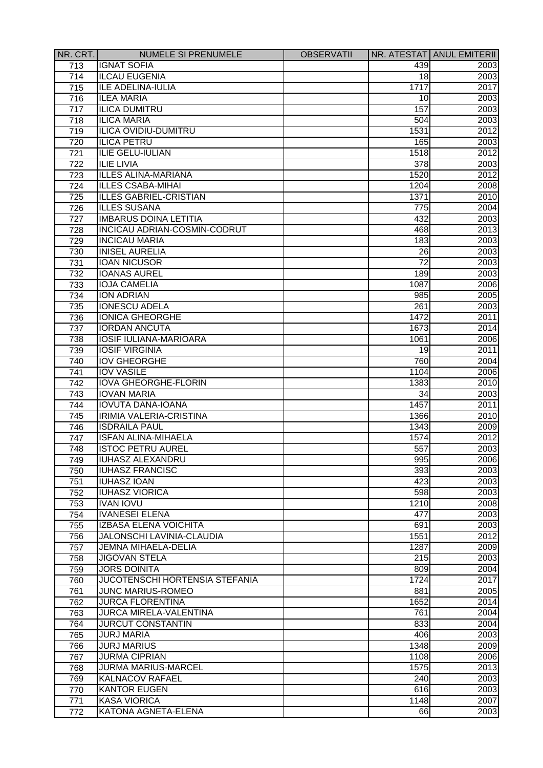| NR. CRT. | NUMELE SI PRENUMELE | OBSERVATII | NR. ATESTAT | ANUL EMITERII |
|---|---|---|---|---|
| 713 | IGNAT SOFIA | | 439 | 2003 |
| 714 | ILCAU EUGENIA | | 18 | 2003 |
| 715 | ILE ADELINA-IULIA | | 1717 | 2017 |
| 716 | ILEA MARIA | | 10 | 2003 |
| 717 | ILICA DUMITRU | | 157 | 2003 |
| 718 | ILICA MARIA | | 504 | 2003 |
| 719 | ILICA OVIDIU-DUMITRU | | 1531 | 2012 |
| 720 | ILICA PETRU | | 165 | 2003 |
| 721 | ILIE GELU-IULIAN | | 1518 | 2012 |
| 722 | ILIE LIVIA | | 378 | 2003 |
| 723 | ILLES ALINA-MARIANA | | 1520 | 2012 |
| 724 | ILLES CSABA-MIHAI | | 1204 | 2008 |
| 725 | ILLES GABRIEL-CRISTIAN | | 1371 | 2010 |
| 726 | ILLES SUSANA | | 775 | 2004 |
| 727 | IMBARUS DOINA LETITIA | | 432 | 2003 |
| 728 | INCICAU ADRIAN-COSMIN-CODRUT | | 468 | 2013 |
| 729 | INCICAU MARIA | | 183 | 2003 |
| 730 | INISEL AURELIA | | 26 | 2003 |
| 731 | IOAN NICUSOR | | 72 | 2003 |
| 732 | IOANAS AUREL | | 189 | 2003 |
| 733 | IOJA CAMELIA | | 1087 | 2006 |
| 734 | ION ADRIAN | | 985 | 2005 |
| 735 | IONESCU ADELA | | 261 | 2003 |
| 736 | IONICA GHEORGHE | | 1472 | 2011 |
| 737 | IORDAN ANCUTA | | 1673 | 2014 |
| 738 | IOSIF IULIANA-MARIOARA | | 1061 | 2006 |
| 739 | IOSIF VIRGINIA | | 19 | 2011 |
| 740 | IOV GHEORGHE | | 760 | 2004 |
| 741 | IOV VASILE | | 1104 | 2006 |
| 742 | IOVA GHEORGHE-FLORIN | | 1383 | 2010 |
| 743 | IOVAN MARIA | | 34 | 2003 |
| 744 | IOVUTA DANA-IOANA | | 1457 | 2011 |
| 745 | IRIMIA VALERIA-CRISTINA | | 1366 | 2010 |
| 746 | ISDRAILA PAUL | | 1343 | 2009 |
| 747 | ISFAN ALINA-MIHAELA | | 1574 | 2012 |
| 748 | ISTOC PETRU AUREL | | 557 | 2003 |
| 749 | IUHASZ ALEXANDRU | | 995 | 2006 |
| 750 | IUHASZ FRANCISC | | 393 | 2003 |
| 751 | IUHASZ IOAN | | 423 | 2003 |
| 752 | IUHASZ VIORICA | | 598 | 2003 |
| 753 | IVAN IOVU | | 1210 | 2008 |
| 754 | IVANESEI ELENA | | 477 | 2003 |
| 755 | IZBASA ELENA VOICHITA | | 691 | 2003 |
| 756 | JALONSCHI LAVINIA-CLAUDIA | | 1551 | 2012 |
| 757 | JEMNA MIHAELA-DELIA | | 1287 | 2009 |
| 758 | JIGOVAN STELA | | 215 | 2003 |
| 759 | JORS DOINITA | | 809 | 2004 |
| 760 | JUCOTENSCHI HORTENSIA STEFANIA | | 1724 | 2017 |
| 761 | JUNC MARIUS-ROMEO | | 881 | 2005 |
| 762 | JURCA FLORENTINA | | 1652 | 2014 |
| 763 | JURCA MIRELA-VALENTINA | | 761 | 2004 |
| 764 | JURCUT CONSTANTIN | | 833 | 2004 |
| 765 | JURJ MARIA | | 406 | 2003 |
| 766 | JURJ MARIUS | | 1348 | 2009 |
| 767 | JURMA CIPRIAN | | 1108 | 2006 |
| 768 | JURMA MARIUS-MARCEL | | 1575 | 2013 |
| 769 | KALNACOV RAFAEL | | 240 | 2003 |
| 770 | KANTOR EUGEN | | 616 | 2003 |
| 771 | KASA VIORICA | | 1148 | 2007 |
| 772 | KATONA AGNETA-ELENA | | 66 | 2003 |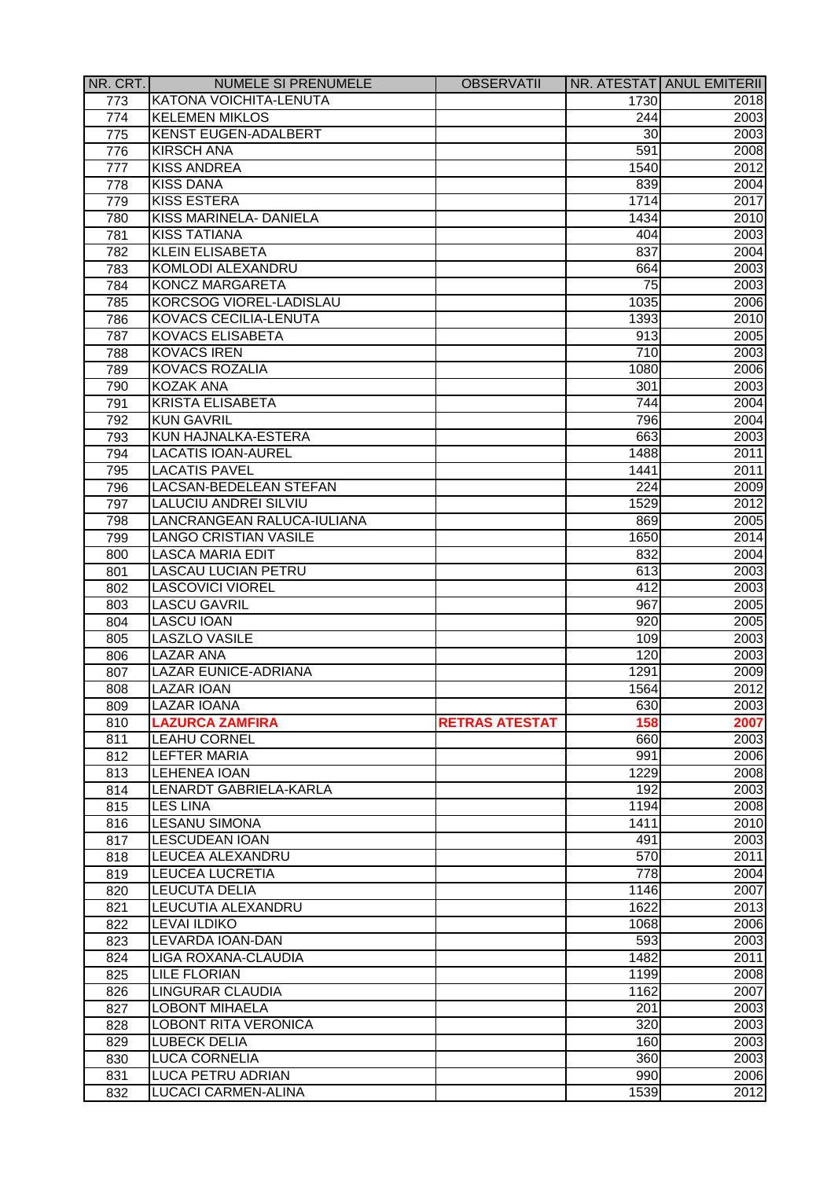| NR. CRT. | NUMELE SI PRENUMELE | OBSERVATII | NR. ATESTAT | ANUL EMITERII |
|---|---|---|---|---|
| 773 | KATONA VOICHITA-LENUTA | | 1730 | 2018 |
| 774 | KELEMEN MIKLOS | | 244 | 2003 |
| 775 | KENST EUGEN-ADALBERT | | 30 | 2003 |
| 776 | KIRSCH ANA | | 591 | 2008 |
| 777 | KISS ANDREA | | 1540 | 2012 |
| 778 | KISS DANA | | 839 | 2004 |
| 779 | KISS ESTERA | | 1714 | 2017 |
| 780 | KISS MARINELA- DANIELA | | 1434 | 2010 |
| 781 | KISS TATIANA | | 404 | 2003 |
| 782 | KLEIN ELISABETA | | 837 | 2004 |
| 783 | KOMLODI ALEXANDRU | | 664 | 2003 |
| 784 | KONCZ MARGARETA | | 75 | 2003 |
| 785 | KORCSOG VIOREL-LADISLAU | | 1035 | 2006 |
| 786 | KOVACS CECILIA-LENUTA | | 1393 | 2010 |
| 787 | KOVACS ELISABETA | | 913 | 2005 |
| 788 | KOVACS IREN | | 710 | 2003 |
| 789 | KOVACS ROZALIA | | 1080 | 2006 |
| 790 | KOZAK ANA | | 301 | 2003 |
| 791 | KRISTA ELISABETA | | 744 | 2004 |
| 792 | KUN GAVRIL | | 796 | 2004 |
| 793 | KUN HAJNALKA-ESTERA | | 663 | 2003 |
| 794 | LACATIS IOAN-AUREL | | 1488 | 2011 |
| 795 | LACATIS PAVEL | | 1441 | 2011 |
| 796 | LACSAN-BEDELEAN STEFAN | | 224 | 2009 |
| 797 | LALUCIU ANDREI SILVIU | | 1529 | 2012 |
| 798 | LANCRANGEAN RALUCA-IULIANA | | 869 | 2005 |
| 799 | LANGO CRISTIAN VASILE | | 1650 | 2014 |
| 800 | LASCA MARIA EDIT | | 832 | 2004 |
| 801 | LASCAU LUCIAN PETRU | | 613 | 2003 |
| 802 | LASCOVICI VIOREL | | 412 | 2003 |
| 803 | LASCU GAVRIL | | 967 | 2005 |
| 804 | LASCU IOAN | | 920 | 2005 |
| 805 | LASZLO VASILE | | 109 | 2003 |
| 806 | LAZAR ANA | | 120 | 2003 |
| 807 | LAZAR EUNICE-ADRIANA | | 1291 | 2009 |
| 808 | LAZAR IOAN | | 1564 | 2012 |
| 809 | LAZAR IOANA | | 630 | 2003 |
| 810 | **LAZURCA ZAMFIRA** | **RETRAS ATESTAT** | **158** | **2007** |
| 811 | LEAHU CORNEL | | 660 | 2003 |
| 812 | LEFTER MARIA | | 991 | 2006 |
| 813 | LEHENEA IOAN | | 1229 | 2008 |
| 814 | LENARDT GABRIELA-KARLA | | 192 | 2003 |
| 815 | LES LINA | | 1194 | 2008 |
| 816 | LESANU SIMONA | | 1411 | 2010 |
| 817 | LESCUDEAN IOAN | | 491 | 2003 |
| 818 | LEUCEA ALEXANDRU | | 570 | 2011 |
| 819 | LEUCEA LUCRETIA | | 778 | 2004 |
| 820 | LEUCUTA DELIA | | 1146 | 2007 |
| 821 | LEUCUTIA ALEXANDRU | | 1622 | 2013 |
| 822 | LEVAI ILDIKO | | 1068 | 2006 |
| 823 | LEVARDA IOAN-DAN | | 593 | 2003 |
| 824 | LIGA ROXANA-CLAUDIA | | 1482 | 2011 |
| 825 | LILE FLORIAN | | 1199 | 2008 |
| 826 | LINGURAR CLAUDIA | | 1162 | 2007 |
| 827 | LOBONT MIHAELA | | 201 | 2003 |
| 828 | LOBONT RITA VERONICA | | 320 | 2003 |
| 829 | LUBECK DELIA | | 160 | 2003 |
| 830 | LUCA CORNELIA | | 360 | 2003 |
| 831 | LUCA PETRU ADRIAN | | 990 | 2006 |
| 832 | LUCACI CARMEN-ALINA | | 1539 | 2012 |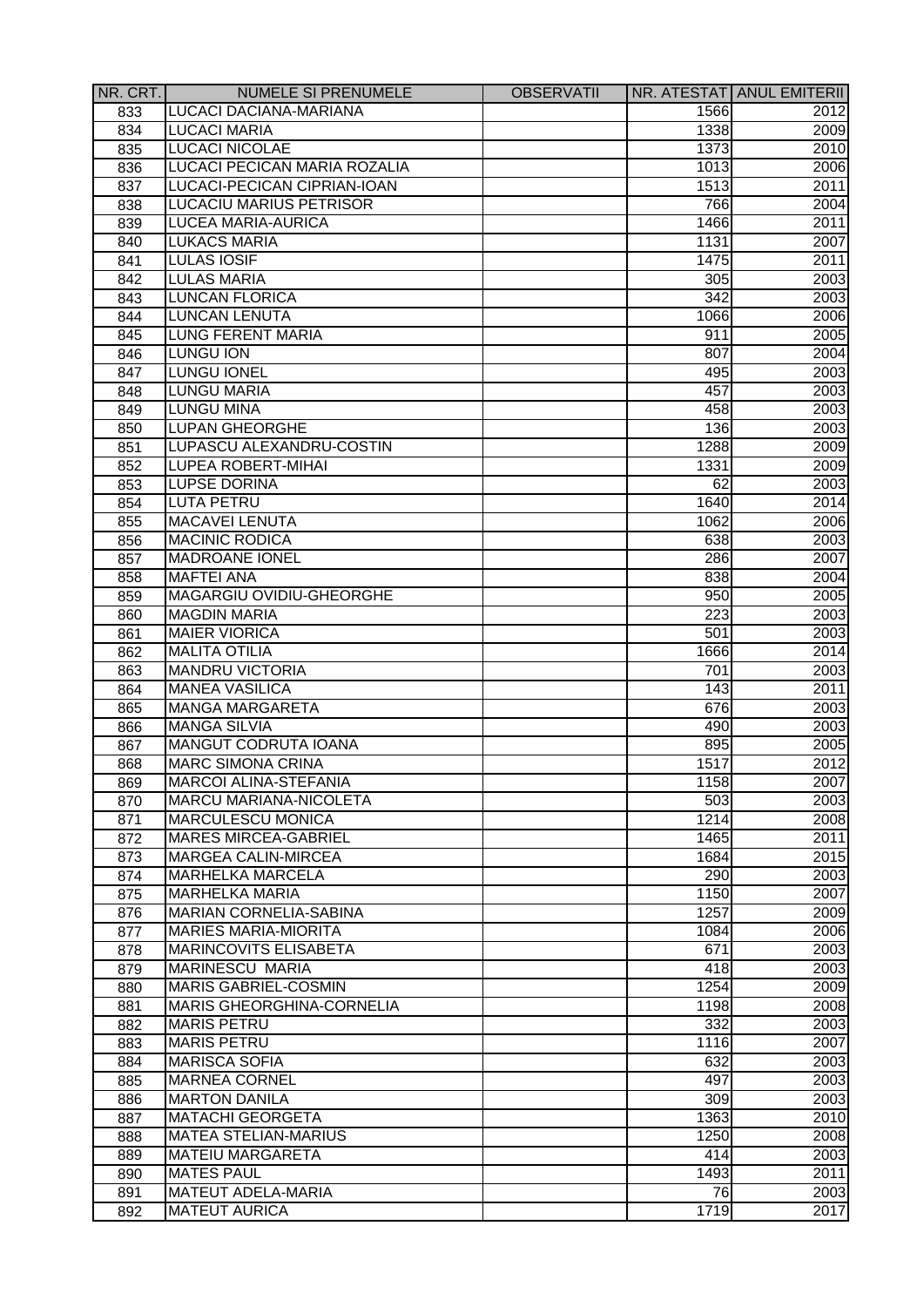| NR. CRT. | NUMELE SI PRENUMELE | OBSERVATII | NR. ATESTAT | ANUL EMITERII |
|---|---|---|---|---|
| 833 | LUCACI DACIANA-MARIANA | | 1566 | 2012 |
| 834 | LUCACI MARIA | | 1338 | 2009 |
| 835 | LUCACI NICOLAE | | 1373 | 2010 |
| 836 | LUCACI PECICAN MARIA ROZALIA | | 1013 | 2006 |
| 837 | LUCACI-PECICAN CIPRIAN-IOAN | | 1513 | 2011 |
| 838 | LUCACIU MARIUS PETRISOR | | 766 | 2004 |
| 839 | LUCEA MARIA-AURICA | | 1466 | 2011 |
| 840 | LUKACS MARIA | | 1131 | 2007 |
| 841 | LULAS IOSIF | | 1475 | 2011 |
| 842 | LULAS MARIA | | 305 | 2003 |
| 843 | LUNCAN FLORICA | | 342 | 2003 |
| 844 | LUNCAN LENUTA | | 1066 | 2006 |
| 845 | LUNG FERENT MARIA | | 911 | 2005 |
| 846 | LUNGU ION | | 807 | 2004 |
| 847 | LUNGU IONEL | | 495 | 2003 |
| 848 | LUNGU MARIA | | 457 | 2003 |
| 849 | LUNGU MINA | | 458 | 2003 |
| 850 | LUPAN GHEORGHE | | 136 | 2003 |
| 851 | LUPASCU ALEXANDRU-COSTIN | | 1288 | 2009 |
| 852 | LUPEA ROBERT-MIHAI | | 1331 | 2009 |
| 853 | LUPSE DORINA | | 62 | 2003 |
| 854 | LUTA PETRU | | 1640 | 2014 |
| 855 | MACAVEI LENUTA | | 1062 | 2006 |
| 856 | MACINIC RODICA | | 638 | 2003 |
| 857 | MADROANE IONEL | | 286 | 2007 |
| 858 | MAFTEI ANA | | 838 | 2004 |
| 859 | MAGARGIU OVIDIU-GHEORGHE | | 950 | 2005 |
| 860 | MAGDIN MARIA | | 223 | 2003 |
| 861 | MAIER VIORICA | | 501 | 2003 |
| 862 | MALITA OTILIA | | 1666 | 2014 |
| 863 | MANDRU VICTORIA | | 701 | 2003 |
| 864 | MANEA VASILICA | | 143 | 2011 |
| 865 | MANGA MARGARETA | | 676 | 2003 |
| 866 | MANGA SILVIA | | 490 | 2003 |
| 867 | MANGUT CODRUTA IOANA | | 895 | 2005 |
| 868 | MARC SIMONA CRINA | | 1517 | 2012 |
| 869 | MARCOI ALINA-STEFANIA | | 1158 | 2007 |
| 870 | MARCU MARIANA-NICOLETA | | 503 | 2003 |
| 871 | MARCULESCU MONICA | | 1214 | 2008 |
| 872 | MARES MIRCEA-GABRIEL | | 1465 | 2011 |
| 873 | MARGEA CALIN-MIRCEA | | 1684 | 2015 |
| 874 | MARHELKA MARCELA | | 290 | 2003 |
| 875 | MARHELKA MARIA | | 1150 | 2007 |
| 876 | MARIAN CORNELIA-SABINA | | 1257 | 2009 |
| 877 | MARIES MARIA-MIORITA | | 1084 | 2006 |
| 878 | MARINCOVITS ELISABETA | | 671 | 2003 |
| 879 | MARINESCU MARIA | | 418 | 2003 |
| 880 | MARIS GABRIEL-COSMIN | | 1254 | 2009 |
| 881 | MARIS GHEORGHINA-CORNELIA | | 1198 | 2008 |
| 882 | MARIS PETRU | | 332 | 2003 |
| 883 | MARIS PETRU | | 1116 | 2007 |
| 884 | MARISCA SOFIA | | 632 | 2003 |
| 885 | MARNEA CORNEL | | 497 | 2003 |
| 886 | MARTON DANILA | | 309 | 2003 |
| 887 | MATACHI GEORGETA | | 1363 | 2010 |
| 888 | MATEA STELIAN-MARIUS | | 1250 | 2008 |
| 889 | MATEIU MARGARETA | | 414 | 2003 |
| 890 | MATES PAUL | | 1493 | 2011 |
| 891 | MATEUT ADELA-MARIA | | 76 | 2003 |
| 892 | MATEUT AURICA | | 1719 | 2017 |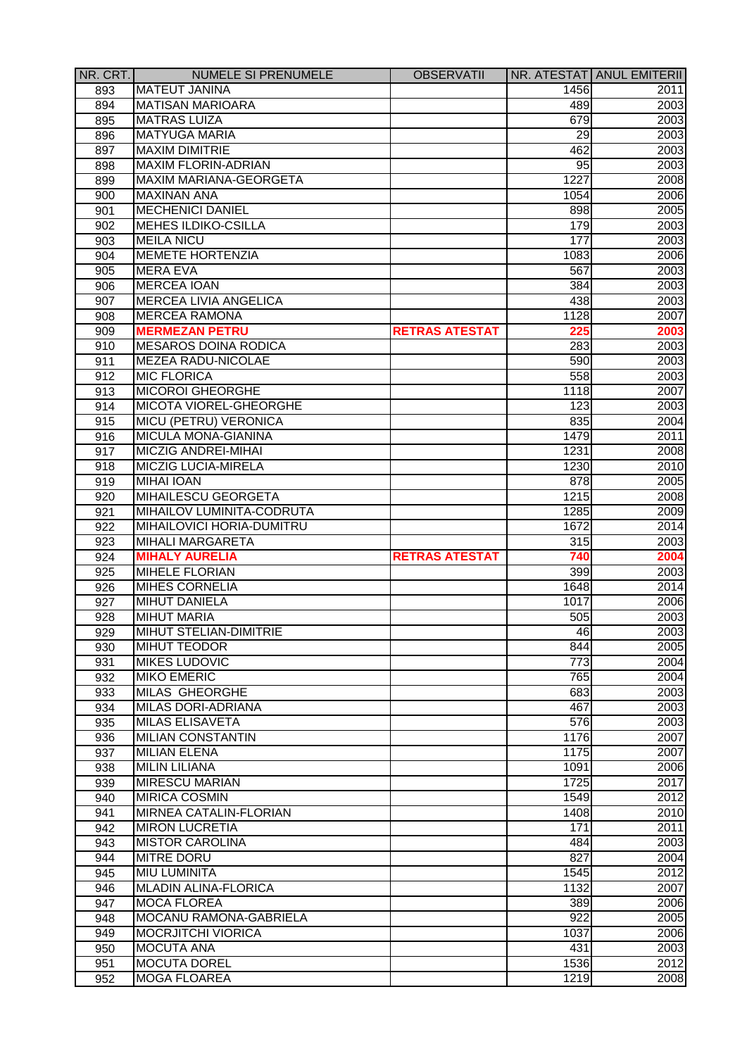| NR. CRT. | NUMELE SI PRENUMELE | OBSERVATII | NR. ATESTAT | ANUL EMITERII |
|---|---|---|---|---|
| 893 | MATEUT JANINA | | 1456 | 2011 |
| 894 | MATISAN MARIOARA | | 489 | 2003 |
| 895 | MATRAS LUIZA | | 679 | 2003 |
| 896 | MATYUGA MARIA | | 29 | 2003 |
| 897 | MAXIM DIMITRIE | | 462 | 2003 |
| 898 | MAXIM FLORIN-ADRIAN | | 95 | 2003 |
| 899 | MAXIM MARIANA-GEORGETA | | 1227 | 2008 |
| 900 | MAXINAN ANA | | 1054 | 2006 |
| 901 | MECHENICI DANIEL | | 898 | 2005 |
| 902 | MEHES ILDIKO-CSILLA | | 179 | 2003 |
| 903 | MEILA NICU | | 177 | 2003 |
| 904 | MEMETE HORTENZIA | | 1083 | 2006 |
| 905 | MERA EVA | | 567 | 2003 |
| 906 | MERCEA IOAN | | 384 | 2003 |
| 907 | MERCEA LIVIA ANGELICA | | 438 | 2003 |
| 908 | MERCEA RAMONA | | 1128 | 2007 |
| 909 | **MERMEZAN PETRU** | **RETRAS ATESTAT** | **225** | **2003** |
| 910 | MESAROS DOINA RODICA | | 283 | 2003 |
| 911 | MEZEA RADU-NICOLAE | | 590 | 2003 |
| 912 | MIC FLORICA | | 558 | 2003 |
| 913 | MICOROI GHEORGHE | | 1118 | 2007 |
| 914 | MICOTA VIOREL-GHEORGHE | | 123 | 2003 |
| 915 | MICU (PETRU) VERONICA | | 835 | 2004 |
| 916 | MICULA MONA-GIANINA | | 1479 | 2011 |
| 917 | MICZIG ANDREI-MIHAI | | 1231 | 2008 |
| 918 | MICZIG LUCIA-MIRELA | | 1230 | 2010 |
| 919 | MIHAI IOAN | | 878 | 2005 |
| 920 | MIHAILESCU GEORGETA | | 1215 | 2008 |
| 921 | MIHAILOV LUMINITA-CODRUTA | | 1285 | 2009 |
| 922 | MIHAILOVICI HORIA-DUMITRU | | 1672 | 2014 |
| 923 | MIHALI MARGARETA | | 315 | 2003 |
| 924 | **MIHALY AURELIA** | **RETRAS ATESTAT** | **740** | **2004** |
| 925 | MIHELE FLORIAN | | 399 | 2003 |
| 926 | MIHES CORNELIA | | 1648 | 2014 |
| 927 | MIHUT DANIELA | | 1017 | 2006 |
| 928 | MIHUT MARIA | | 505 | 2003 |
| 929 | MIHUT STELIAN-DIMITRIE | | 46 | 2003 |
| 930 | MIHUT TEODOR | | 844 | 2005 |
| 931 | MIKES LUDOVIC | | 773 | 2004 |
| 932 | MIKO EMERIC | | 765 | 2004 |
| 933 | MILAS GHEORGHE | | 683 | 2003 |
| 934 | MILAS DORI-ADRIANA | | 467 | 2003 |
| 935 | MILAS ELISAVETA | | 576 | 2003 |
| 936 | MILIAN CONSTANTIN | | 1176 | 2007 |
| 937 | MILIAN ELENA | | 1175 | 2007 |
| 938 | MILIN LILIANA | | 1091 | 2006 |
| 939 | MIRESCU MARIAN | | 1725 | 2017 |
| 940 | MIRICA COSMIN | | 1549 | 2012 |
| 941 | MIRNEA CATALIN-FLORIAN | | 1408 | 2010 |
| 942 | MIRON LUCRETIA | | 171 | 2011 |
| 943 | MISTOR CAROLINA | | 484 | 2003 |
| 944 | MITRE DORU | | 827 | 2004 |
| 945 | MIU LUMINITA | | 1545 | 2012 |
| 946 | MLADIN ALINA-FLORICA | | 1132 | 2007 |
| 947 | MOCA FLOREA | | 389 | 2006 |
| 948 | MOCANU RAMONA-GABRIELA | | 922 | 2005 |
| 949 | MOCRJITCHI VIORICA | | 1037 | 2006 |
| 950 | MOCUTA ANA | | 431 | 2003 |
| 951 | MOCUTA DOREL | | 1536 | 2012 |
| 952 | MOGA FLOAREA | | 1219 | 2008 |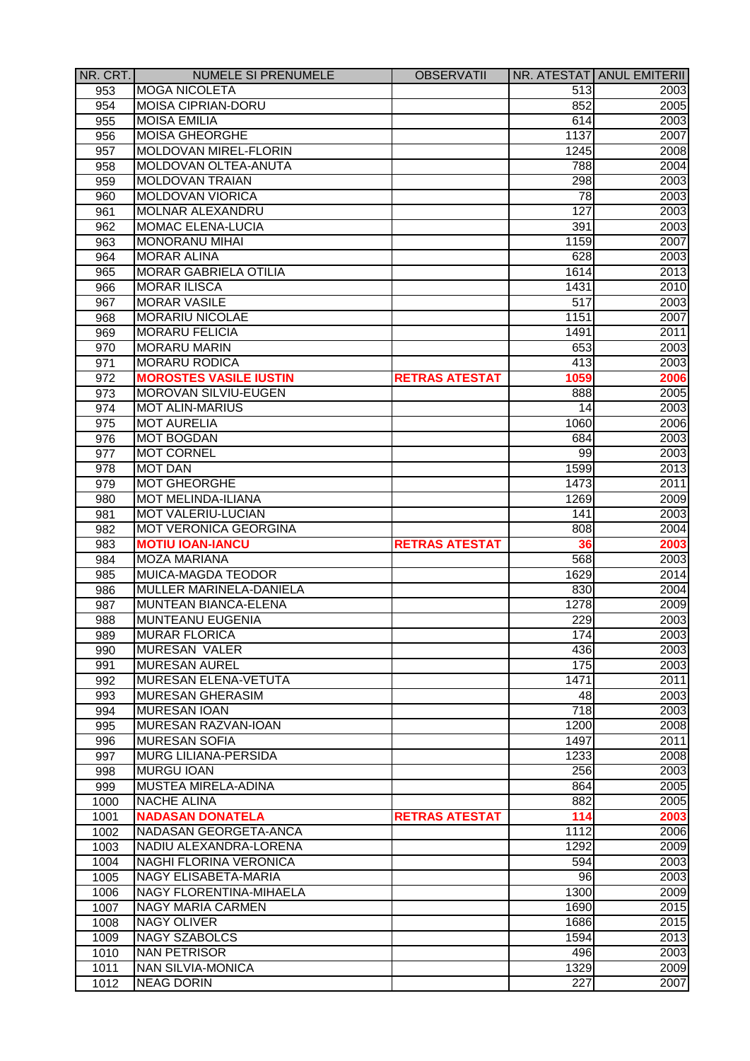| NR. CRT. | NUMELE SI PRENUMELE | OBSERVATII | NR. ATESTAT | ANUL EMITERII |
|---|---|---|---|---|
| 953 | MOGA NICOLETA | | 513 | 2003 |
| 954 | MOISA CIPRIAN-DORU | | 852 | 2005 |
| 955 | MOISA EMILIA | | 614 | 2003 |
| 956 | MOISA GHEORGHE | | 1137 | 2007 |
| 957 | MOLDOVAN MIREL-FLORIN | | 1245 | 2008 |
| 958 | MOLDOVAN OLTEA-ANUTA | | 788 | 2004 |
| 959 | MOLDOVAN TRAIAN | | 298 | 2003 |
| 960 | MOLDOVAN VIORICA | | 78 | 2003 |
| 961 | MOLNAR ALEXANDRU | | 127 | 2003 |
| 962 | MOMAC ELENA-LUCIA | | 391 | 2003 |
| 963 | MONORANU MIHAI | | 1159 | 2007 |
| 964 | MORAR ALINA | | 628 | 2003 |
| 965 | MORAR GABRIELA OTILIA | | 1614 | 2013 |
| 966 | MORAR ILISCA | | 1431 | 2010 |
| 967 | MORAR VASILE | | 517 | 2003 |
| 968 | MORARIU NICOLAE | | 1151 | 2007 |
| 969 | MORARU FELICIA | | 1491 | 2011 |
| 970 | MORARU MARIN | | 653 | 2003 |
| 971 | MORARU RODICA | | 413 | 2003 |
| 972 | **MOROSTES VASILE IUSTIN** | **RETRAS ATESTAT** | **1059** | **2006** |
| 973 | MOROVAN SILVIU-EUGEN | | 888 | 2005 |
| 974 | MOT ALIN-MARIUS | | 14 | 2003 |
| 975 | MOT AURELIA | | 1060 | 2006 |
| 976 | MOT BOGDAN | | 684 | 2003 |
| 977 | MOT CORNEL | | 99 | 2003 |
| 978 | MOT DAN | | 1599 | 2013 |
| 979 | MOT GHEORGHE | | 1473 | 2011 |
| 980 | MOT MELINDA-ILIANA | | 1269 | 2009 |
| 981 | MOT VALERIU-LUCIAN | | 141 | 2003 |
| 982 | MOT VERONICA GEORGINA | | 808 | 2004 |
| 983 | **MOTIU IOAN-IANCU** | **RETRAS ATESTAT** | **36** | **2003** |
| 984 | MOZA MARIANA | | 568 | 2003 |
| 985 | MUICA-MAGDA TEODOR | | 1629 | 2014 |
| 986 | MULLER MARINELA-DANIELA | | 830 | 2004 |
| 987 | MUNTEAN BIANCA-ELENA | | 1278 | 2009 |
| 988 | MUNTEANU EUGENIA | | 229 | 2003 |
| 989 | MURAR FLORICA | | 174 | 2003 |
| 990 | MURESAN VALER | | 436 | 2003 |
| 991 | MURESAN AUREL | | 175 | 2003 |
| 992 | MURESAN ELENA-VETUTA | | 1471 | 2011 |
| 993 | MURESAN GHERASIM | | 48 | 2003 |
| 994 | MURESAN IOAN | | 718 | 2003 |
| 995 | MURESAN RAZVAN-IOAN | | 1200 | 2008 |
| 996 | MURESAN SOFIA | | 1497 | 2011 |
| 997 | MURG LILIANA-PERSIDA | | 1233 | 2008 |
| 998 | MURGU IOAN | | 256 | 2003 |
| 999 | MUSTEA MIRELA-ADINA | | 864 | 2005 |
| 1000 | NACHE ALINA | | 882 | 2005 |
| 1001 | **NADASAN DONATELA** | **RETRAS ATESTAT** | **114** | **2003** |
| 1002 | NADASAN GEORGETA-ANCA | | 1112 | 2006 |
| 1003 | NADIU ALEXANDRA-LORENA | | 1292 | 2009 |
| 1004 | NAGHI FLORINA VERONICA | | 594 | 2003 |
| 1005 | NAGY ELISABETA-MARIA | | 96 | 2003 |
| 1006 | NAGY FLORENTINA-MIHAELA | | 1300 | 2009 |
| 1007 | NAGY MARIA CARMEN | | 1690 | 2015 |
| 1008 | NAGY OLIVER | | 1686 | 2015 |
| 1009 | NAGY SZABOLCS | | 1594 | 2013 |
| 1010 | NAN PETRISOR | | 496 | 2003 |
| 1011 | NAN SILVIA-MONICA | | 1329 | 2009 |
| 1012 | NEAG DORIN | | 227 | 2007 |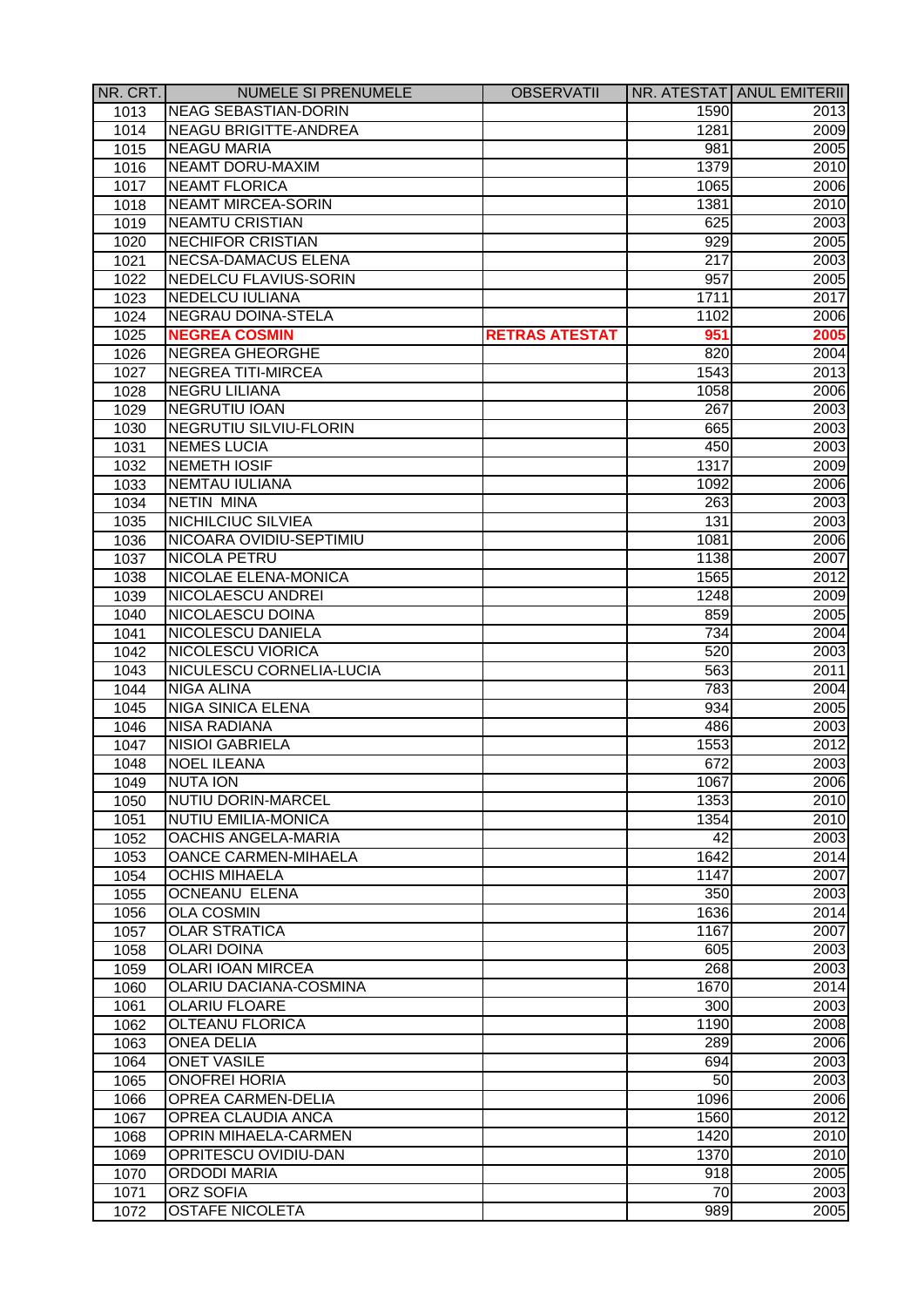| NR. CRT. | NUMELE SI PRENUMELE | OBSERVATII | NR. ATESTAT | ANUL EMITERII |
|---|---|---|---|---|
| 1013 | NEAG SEBASTIAN-DORIN | | 1590 | 2013 |
| 1014 | NEAGU BRIGITTE-ANDREA | | 1281 | 2009 |
| 1015 | NEAGU MARIA | | 981 | 2005 |
| 1016 | NEAMT DORU-MAXIM | | 1379 | 2010 |
| 1017 | NEAMT FLORICA | | 1065 | 2006 |
| 1018 | NEAMT MIRCEA-SORIN | | 1381 | 2010 |
| 1019 | NEAMTU CRISTIAN | | 625 | 2003 |
| 1020 | NECHIFOR CRISTIAN | | 929 | 2005 |
| 1021 | NECSA-DAMACUS ELENA | | 217 | 2003 |
| 1022 | NEDELCU FLAVIUS-SORIN | | 957 | 2005 |
| 1023 | NEDELCU IULIANA | | 1711 | 2017 |
| 1024 | NEGRAU DOINA-STELA | | 1102 | 2006 |
| 1025 | **NEGREA COSMIN** | **RETRAS ATESTAT** | **951** | **2005** |
| 1026 | NEGREA GHEORGHE | | 820 | 2004 |
| 1027 | NEGREA TITI-MIRCEA | | 1543 | 2013 |
| 1028 | NEGRU LILIANA | | 1058 | 2006 |
| 1029 | NEGRUTIU IOAN | | 267 | 2003 |
| 1030 | NEGRUTIU SILVIU-FLORIN | | 665 | 2003 |
| 1031 | NEMES LUCIA | | 450 | 2003 |
| 1032 | NEMETH IOSIF | | 1317 | 2009 |
| 1033 | NEMTAU IULIANA | | 1092 | 2006 |
| 1034 | NETIN MINA | | 263 | 2003 |
| 1035 | NICHILCIUC SILVIEA | | 131 | 2003 |
| 1036 | NICOARA OVIDIU-SEPTIMIU | | 1081 | 2006 |
| 1037 | NICOLA PETRU | | 1138 | 2007 |
| 1038 | NICOLAE ELENA-MONICA | | 1565 | 2012 |
| 1039 | NICOLAESCU ANDREI | | 1248 | 2009 |
| 1040 | NICOLAESCU DOINA | | 859 | 2005 |
| 1041 | NICOLESCU DANIELA | | 734 | 2004 |
| 1042 | NICOLESCU VIORICA | | 520 | 2003 |
| 1043 | NICULESCU CORNELIA-LUCIA | | 563 | 2011 |
| 1044 | NIGA ALINA | | 783 | 2004 |
| 1045 | NIGA SINICA ELENA | | 934 | 2005 |
| 1046 | NISA RADIANA | | 486 | 2003 |
| 1047 | NISIOI GABRIELA | | 1553 | 2012 |
| 1048 | NOEL ILEANA | | 672 | 2003 |
| 1049 | NUTA ION | | 1067 | 2006 |
| 1050 | NUTIU DORIN-MARCEL | | 1353 | 2010 |
| 1051 | NUTIU EMILIA-MONICA | | 1354 | 2010 |
| 1052 | OACHIS ANGELA-MARIA | | 42 | 2003 |
| 1053 | OANCE CARMEN-MIHAELA | | 1642 | 2014 |
| 1054 | OCHIS MIHAELA | | 1147 | 2007 |
| 1055 | OCNEANU ELENA | | 350 | 2003 |
| 1056 | OLA COSMIN | | 1636 | 2014 |
| 1057 | OLAR STRATICA | | 1167 | 2007 |
| 1058 | OLARI DOINA | | 605 | 2003 |
| 1059 | OLARI IOAN MIRCEA | | 268 | 2003 |
| 1060 | OLARIU DACIANA-COSMINA | | 1670 | 2014 |
| 1061 | OLARIU FLOARE | | 300 | 2003 |
| 1062 | OLTEANU FLORICA | | 1190 | 2008 |
| 1063 | ONEA DELIA | | 289 | 2006 |
| 1064 | ONET VASILE | | 694 | 2003 |
| 1065 | ONOFREI HORIA | | 50 | 2003 |
| 1066 | OPREA CARMEN-DELIA | | 1096 | 2006 |
| 1067 | OPREA CLAUDIA ANCA | | 1560 | 2012 |
| 1068 | OPRIN MIHAELA-CARMEN | | 1420 | 2010 |
| 1069 | OPRITESCU OVIDIU-DAN | | 1370 | 2010 |
| 1070 | ORDODI MARIA | | 918 | 2005 |
| 1071 | ORZ SOFIA | | 70 | 2003 |
| 1072 | OSTAFE NICOLETA | | 989 | 2005 |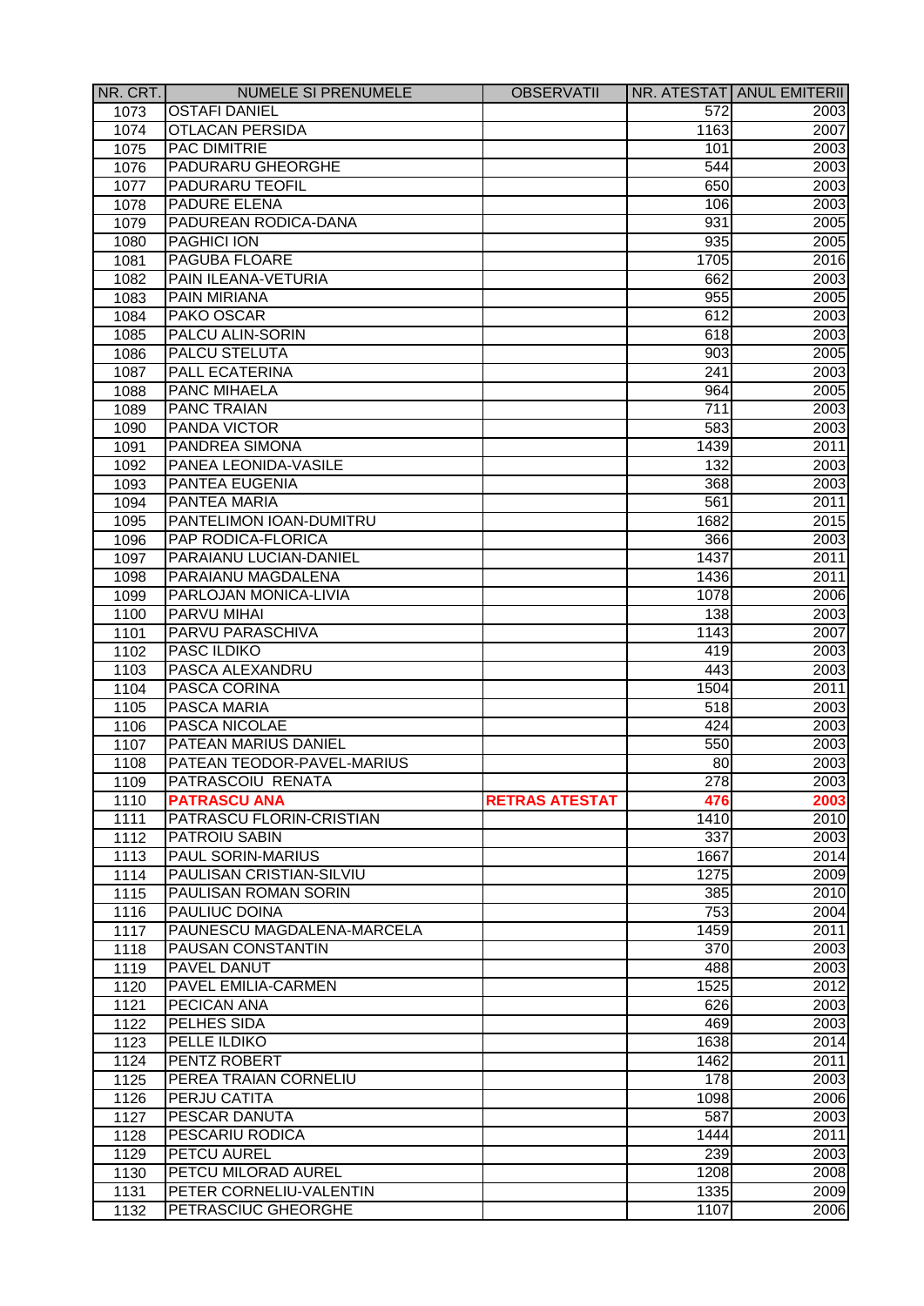| NR. CRT. | NUMELE SI PRENUMELE | OBSERVATII | NR. ATESTAT | ANUL EMITERII |
|---|---|---|---|---|
| 1073 | OSTAFI DANIEL | | 572 | 2003 |
| 1074 | OTLACAN PERSIDA | | 1163 | 2007 |
| 1075 | PAC DIMITRIE | | 101 | 2003 |
| 1076 | PADURARU GHEORGHE | | 544 | 2003 |
| 1077 | PADURARU TEOFIL | | 650 | 2003 |
| 1078 | PADURE ELENA | | 106 | 2003 |
| 1079 | PADUREAN RODICA-DANA | | 931 | 2005 |
| 1080 | PAGHICI ION | | 935 | 2005 |
| 1081 | PAGUBA FLOARE | | 1705 | 2016 |
| 1082 | PAIN ILEANA-VETURIA | | 662 | 2003 |
| 1083 | PAIN MIRIANA | | 955 | 2005 |
| 1084 | PAKO OSCAR | | 612 | 2003 |
| 1085 | PALCU ALIN-SORIN | | 618 | 2003 |
| 1086 | PALCU STELUTA | | 903 | 2005 |
| 1087 | PALL ECATERINA | | 241 | 2003 |
| 1088 | PANC MIHAELA | | 964 | 2005 |
| 1089 | PANC TRAIAN | | 711 | 2003 |
| 1090 | PANDA VICTOR | | 583 | 2003 |
| 1091 | PANDREA SIMONA | | 1439 | 2011 |
| 1092 | PANEA LEONIDA-VASILE | | 132 | 2003 |
| 1093 | PANTEA EUGENIA | | 368 | 2003 |
| 1094 | PANTEA MARIA | | 561 | 2011 |
| 1095 | PANTELIMON IOAN-DUMITRU | | 1682 | 2015 |
| 1096 | PAP RODICA-FLORICA | | 366 | 2003 |
| 1097 | PARAIANU LUCIAN-DANIEL | | 1437 | 2011 |
| 1098 | PARAIANU MAGDALENA | | 1436 | 2011 |
| 1099 | PARLOJAN MONICA-LIVIA | | 1078 | 2006 |
| 1100 | PARVU MIHAI | | 138 | 2003 |
| 1101 | PARVU PARASCHIVA | | 1143 | 2007 |
| 1102 | PASC ILDIKO | | 419 | 2003 |
| 1103 | PASCA ALEXANDRU | | 443 | 2003 |
| 1104 | PASCA CORINA | | 1504 | 2011 |
| 1105 | PASCA MARIA | | 518 | 2003 |
| 1106 | PASCA NICOLAE | | 424 | 2003 |
| 1107 | PATEAN MARIUS DANIEL | | 550 | 2003 |
| 1108 | PATEAN TEODOR-PAVEL-MARIUS | | 80 | 2003 |
| 1109 | PATRASCOIU RENATA | | 278 | 2003 |
| 1110 | **PATRASCU ANA** | **RETRAS ATESTAT** | **476** | **2003** |
| 1111 | PATRASCU FLORIN-CRISTIAN | | 1410 | 2010 |
| 1112 | PATROIU SABIN | | 337 | 2003 |
| 1113 | PAUL SORIN-MARIUS | | 1667 | 2014 |
| 1114 | PAULISAN CRISTIAN-SILVIU | | 1275 | 2009 |
| 1115 | PAULISAN ROMAN SORIN | | 385 | 2010 |
| 1116 | PAULIUC DOINA | | 753 | 2004 |
| 1117 | PAUNESCU MAGDALENA-MARCELA | | 1459 | 2011 |
| 1118 | PAUSAN CONSTANTIN | | 370 | 2003 |
| 1119 | PAVEL DANUT | | 488 | 2003 |
| 1120 | PAVEL EMILIA-CARMEN | | 1525 | 2012 |
| 1121 | PECICAN ANA | | 626 | 2003 |
| 1122 | PELHES SIDA | | 469 | 2003 |
| 1123 | PELLE ILDIKO | | 1638 | 2014 |
| 1124 | PENTZ ROBERT | | 1462 | 2011 |
| 1125 | PEREA TRAIAN CORNELIU | | 178 | 2003 |
| 1126 | PERJU CATITA | | 1098 | 2006 |
| 1127 | PESCAR DANUTA | | 587 | 2003 |
| 1128 | PESCARIU RODICA | | 1444 | 2011 |
| 1129 | PETCU AUREL | | 239 | 2003 |
| 1130 | PETCU MILORAD AUREL | | 1208 | 2008 |
| 1131 | PETER CORNELIU-VALENTIN | | 1335 | 2009 |
| 1132 | PETRASCIUC GHEORGHE | | 1107 | 2006 |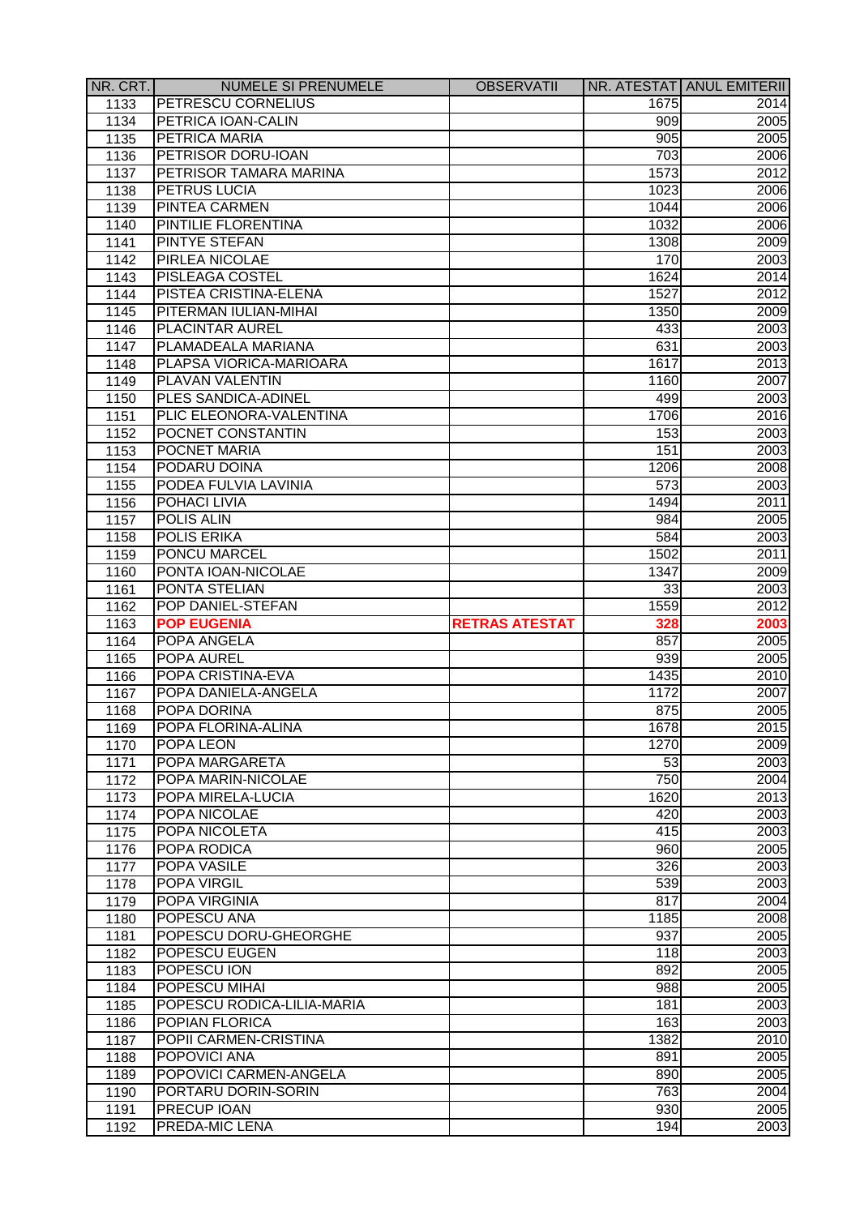| NR. CRT. | NUMELE SI PRENUMELE | OBSERVATII | NR. ATESTAT | ANUL EMITERII |
|---|---|---|---|---|
| 1133 | PETRESCU CORNELIUS | | 1675 | 2014 |
| 1134 | PETRICA IOAN-CALIN | | 909 | 2005 |
| 1135 | PETRICA MARIA | | 905 | 2005 |
| 1136 | PETRISOR DORU-IOAN | | 703 | 2006 |
| 1137 | PETRISOR TAMARA MARINA | | 1573 | 2012 |
| 1138 | PETRUS LUCIA | | 1023 | 2006 |
| 1139 | PINTEA CARMEN | | 1044 | 2006 |
| 1140 | PINTILIE FLORENTINA | | 1032 | 2006 |
| 1141 | PINTYE STEFAN | | 1308 | 2009 |
| 1142 | PIRLEA NICOLAE | | 170 | 2003 |
| 1143 | PISLEAGA COSTEL | | 1624 | 2014 |
| 1144 | PISTEA CRISTINA-ELENA | | 1527 | 2012 |
| 1145 | PITERMAN IULIAN-MIHAI | | 1350 | 2009 |
| 1146 | PLACINTAR AUREL | | 433 | 2003 |
| 1147 | PLAMADEALA MARIANA | | 631 | 2003 |
| 1148 | PLAPSA VIORICA-MARIOARA | | 1617 | 2013 |
| 1149 | PLAVAN VALENTIN | | 1160 | 2007 |
| 1150 | PLES SANDICA-ADINEL | | 499 | 2003 |
| 1151 | PLIC ELEONORA-VALENTINA | | 1706 | 2016 |
| 1152 | POCNET CONSTANTIN | | 153 | 2003 |
| 1153 | POCNET MARIA | | 151 | 2003 |
| 1154 | PODARU DOINA | | 1206 | 2008 |
| 1155 | PODEA FULVIA LAVINIA | | 573 | 2003 |
| 1156 | POHACI LIVIA | | 1494 | 2011 |
| 1157 | POLIS ALIN | | 984 | 2005 |
| 1158 | POLIS ERIKA | | 584 | 2003 |
| 1159 | PONCU MARCEL | | 1502 | 2011 |
| 1160 | PONTA IOAN-NICOLAE | | 1347 | 2009 |
| 1161 | PONTA STELIAN | | 33 | 2003 |
| 1162 | POP DANIEL-STEFAN | | 1559 | 2012 |
| 1163 | **POP EUGENIA** | **RETRAS ATESTAT** | **328** | **2003** |
| 1164 | POPA ANGELA | | 857 | 2005 |
| 1165 | POPA AUREL | | 939 | 2005 |
| 1166 | POPA CRISTINA-EVA | | 1435 | 2010 |
| 1167 | POPA DANIELA-ANGELA | | 1172 | 2007 |
| 1168 | POPA DORINA | | 875 | 2005 |
| 1169 | POPA FLORINA-ALINA | | 1678 | 2015 |
| 1170 | POPA LEON | | 1270 | 2009 |
| 1171 | POPA MARGARETA | | 53 | 2003 |
| 1172 | POPA MARIN-NICOLAE | | 750 | 2004 |
| 1173 | POPA MIRELA-LUCIA | | 1620 | 2013 |
| 1174 | POPA NICOLAE | | 420 | 2003 |
| 1175 | POPA NICOLETA | | 415 | 2003 |
| 1176 | POPA RODICA | | 960 | 2005 |
| 1177 | POPA VASILE | | 326 | 2003 |
| 1178 | POPA VIRGIL | | 539 | 2003 |
| 1179 | POPA VIRGINIA | | 817 | 2004 |
| 1180 | POPESCU ANA | | 1185 | 2008 |
| 1181 | POPESCU DORU-GHEORGHE | | 937 | 2005 |
| 1182 | POPESCU EUGEN | | 118 | 2003 |
| 1183 | POPESCU ION | | 892 | 2005 |
| 1184 | POPESCU MIHAI | | 988 | 2005 |
| 1185 | POPESCU RODICA-LILIA-MARIA | | 181 | 2003 |
| 1186 | POPIAN FLORICA | | 163 | 2003 |
| 1187 | POPII CARMEN-CRISTINA | | 1382 | 2010 |
| 1188 | POPOVICI ANA | | 891 | 2005 |
| 1189 | POPOVICI CARMEN-ANGELA | | 890 | 2005 |
| 1190 | PORTARU DORIN-SORIN | | 763 | 2004 |
| 1191 | PRECUP IOAN | | 930 | 2005 |
| 1192 | PREDA-MIC LENA | | 194 | 2003 |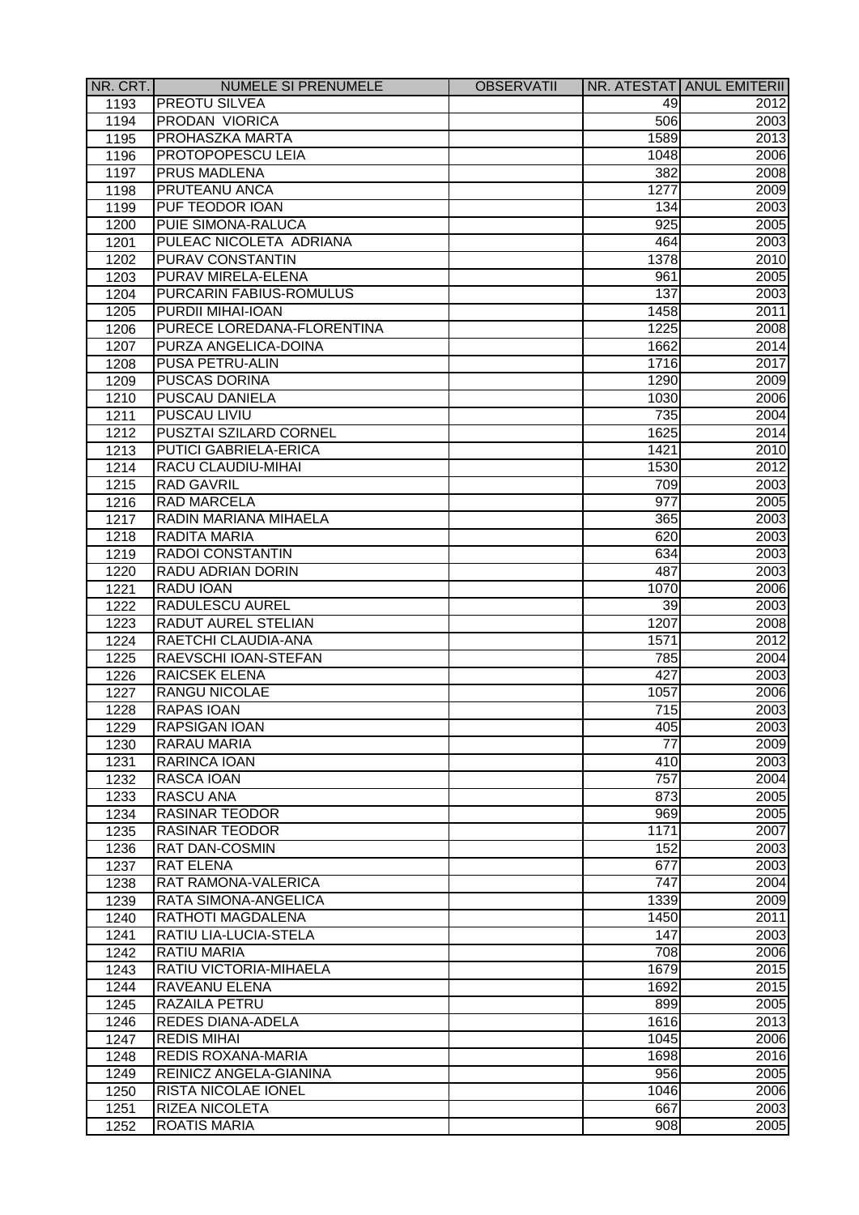| NR. CRT. | NUMELE SI PRENUMELE | OBSERVATII | NR. ATESTAT | ANUL EMITERII |
| --- | --- | --- | --- | --- |
| 1193 | PREOTU SILVEA | | 49 | 2012 |
| 1194 | PRODAN VIORICA | | 506 | 2003 |
| 1195 | PROHASZKA MARTA | | 1589 | 2013 |
| 1196 | PROTOPOPESCU LEIA | | 1048 | 2006 |
| 1197 | PRUS MADLENA | | 382 | 2008 |
| 1198 | PRUTEANU ANCA | | 1277 | 2009 |
| 1199 | PUF TEODOR IOAN | | 134 | 2003 |
| 1200 | PUIE SIMONA-RALUCA | | 925 | 2005 |
| 1201 | PULEAC NICOLETA ADRIANA | | 464 | 2003 |
| 1202 | PURAV CONSTANTIN | | 1378 | 2010 |
| 1203 | PURAV MIRELA-ELENA | | 961 | 2005 |
| 1204 | PURCARIN FABIUS-ROMULUS | | 137 | 2003 |
| 1205 | PURDII MIHAI-IOAN | | 1458 | 2011 |
| 1206 | PURECE LOREDANA-FLORENTINA | | 1225 | 2008 |
| 1207 | PURZA ANGELICA-DOINA | | 1662 | 2014 |
| 1208 | PUSA PETRU-ALIN | | 1716 | 2017 |
| 1209 | PUSCAS DORINA | | 1290 | 2009 |
| 1210 | PUSCAU DANIELA | | 1030 | 2006 |
| 1211 | PUSCAU LIVIU | | 735 | 2004 |
| 1212 | PUSZTAI SZILARD CORNEL | | 1625 | 2014 |
| 1213 | PUTICI GABRIELA-ERICA | | 1421 | 2010 |
| 1214 | RACU CLAUDIU-MIHAI | | 1530 | 2012 |
| 1215 | RAD GAVRIL | | 709 | 2003 |
| 1216 | RAD MARCELA | | 977 | 2005 |
| 1217 | RADIN MARIANA MIHAELA | | 365 | 2003 |
| 1218 | RADITA MARIA | | 620 | 2003 |
| 1219 | RADOI CONSTANTIN | | 634 | 2003 |
| 1220 | RADU ADRIAN DORIN | | 487 | 2003 |
| 1221 | RADU IOAN | | 1070 | 2006 |
| 1222 | RADULESCU AUREL | | 39 | 2003 |
| 1223 | RADUT AUREL STELIAN | | 1207 | 2008 |
| 1224 | RAETCHI CLAUDIA-ANA | | 1571 | 2012 |
| 1225 | RAEVSCHI IOAN-STEFAN | | 785 | 2004 |
| 1226 | RAICSEK ELENA | | 427 | 2003 |
| 1227 | RANGU NICOLAE | | 1057 | 2006 |
| 1228 | RAPAS IOAN | | 715 | 2003 |
| 1229 | RAPSIGAN IOAN | | 405 | 2003 |
| 1230 | RARAU MARIA | | 77 | 2009 |
| 1231 | RARINCA IOAN | | 410 | 2003 |
| 1232 | RASCA IOAN | | 757 | 2004 |
| 1233 | RASCU ANA | | 873 | 2005 |
| 1234 | RASINAR TEODOR | | 969 | 2005 |
| 1235 | RASINAR TEODOR | | 1171 | 2007 |
| 1236 | RAT DAN-COSMIN | | 152 | 2003 |
| 1237 | RAT ELENA | | 677 | 2003 |
| 1238 | RAT RAMONA-VALERICA | | 747 | 2004 |
| 1239 | RATA SIMONA-ANGELICA | | 1339 | 2009 |
| 1240 | RATHOTI MAGDALENA | | 1450 | 2011 |
| 1241 | RATIU LIA-LUCIA-STELA | | 147 | 2003 |
| 1242 | RATIU MARIA | | 708 | 2006 |
| 1243 | RATIU VICTORIA-MIHAELA | | 1679 | 2015 |
| 1244 | RAVEANU ELENA | | 1692 | 2015 |
| 1245 | RAZAILA PETRU | | 899 | 2005 |
| 1246 | REDES DIANA-ADELA | | 1616 | 2013 |
| 1247 | REDIS MIHAI | | 1045 | 2006 |
| 1248 | REDIS ROXANA-MARIA | | 1698 | 2016 |
| 1249 | REINICZ ANGELA-GIANINA | | 956 | 2005 |
| 1250 | RISTA NICOLAE IONEL | | 1046 | 2006 |
| 1251 | RIZEA NICOLETA | | 667 | 2003 |
| 1252 | ROATIS MARIA | | 908 | 2005 |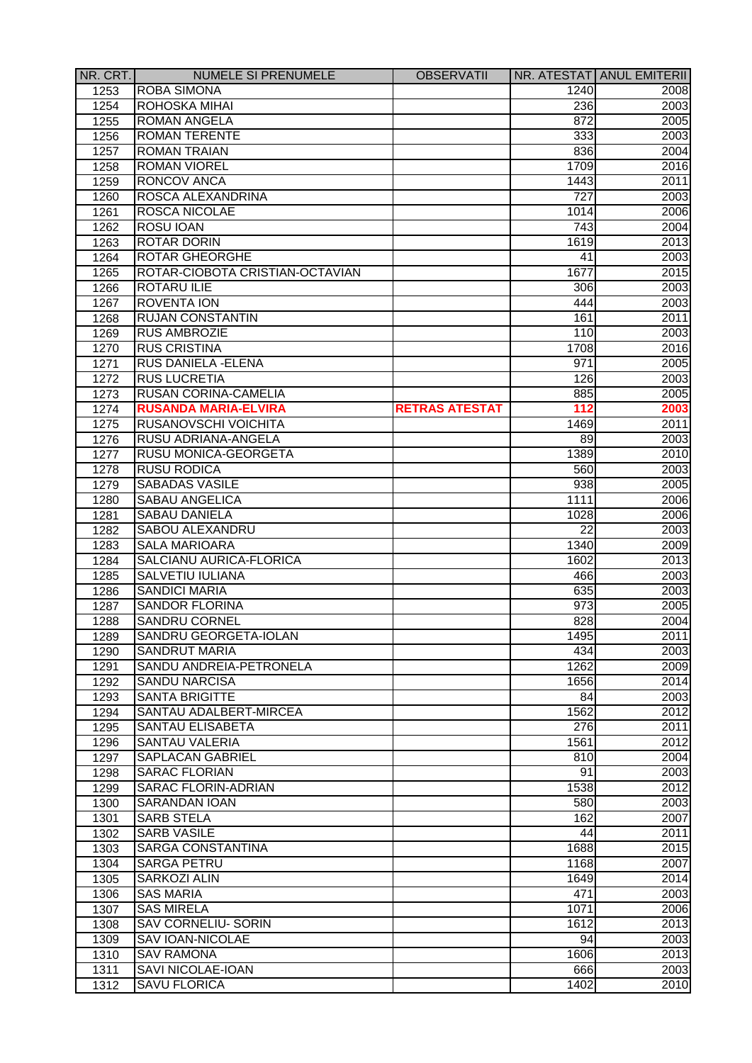| NR. CRT. | NUMELE SI PRENUMELE | OBSERVATII | NR. ATESTAT | ANUL EMITERII |
|---|---|---|---|---|
| 1253 | ROBA SIMONA | | 1240 | 2008 |
| 1254 | ROHOSKA MIHAI | | 236 | 2003 |
| 1255 | ROMAN ANGELA | | 872 | 2005 |
| 1256 | ROMAN TERENTE | | 333 | 2003 |
| 1257 | ROMAN TRAIAN | | 836 | 2004 |
| 1258 | ROMAN VIOREL | | 1709 | 2016 |
| 1259 | RONCOV ANCA | | 1443 | 2011 |
| 1260 | ROSCA ALEXANDRINA | | 727 | 2003 |
| 1261 | ROSCA NICOLAE | | 1014 | 2006 |
| 1262 | ROSU IOAN | | 743 | 2004 |
| 1263 | ROTAR DORIN | | 1619 | 2013 |
| 1264 | ROTAR GHEORGHE | | 41 | 2003 |
| 1265 | ROTAR-CIOBOTA CRISTIAN-OCTAVIAN | | 1677 | 2015 |
| 1266 | ROTARU ILIE | | 306 | 2003 |
| 1267 | ROVENTA ION | | 444 | 2003 |
| 1268 | RUJAN CONSTANTIN | | 161 | 2011 |
| 1269 | RUS AMBROZIE | | 110 | 2003 |
| 1270 | RUS CRISTINA | | 1708 | 2016 |
| 1271 | RUS DANIELA -ELENA | | 971 | 2005 |
| 1272 | RUS LUCRETIA | | 126 | 2003 |
| 1273 | RUSAN CORINA-CAMELIA | | 885 | 2005 |
| 1274 | **RUSANDA MARIA-ELVIRA** | **RETRAS ATESTAT** | **112** | **2003** |
| 1275 | RUSANOVSCHI VOICHITA | | 1469 | 2011 |
| 1276 | RUSU ADRIANA-ANGELA | | 89 | 2003 |
| 1277 | RUSU MONICA-GEORGETA | | 1389 | 2010 |
| 1278 | RUSU RODICA | | 560 | 2003 |
| 1279 | SABADAS VASILE | | 938 | 2005 |
| 1280 | SABAU ANGELICA | | 1111 | 2006 |
| 1281 | SABAU DANIELA | | 1028 | 2006 |
| 1282 | SABOU ALEXANDRU | | 22 | 2003 |
| 1283 | SALA MARIOARA | | 1340 | 2009 |
| 1284 | SALCIANU AURICA-FLORICA | | 1602 | 2013 |
| 1285 | SALVETIU IULIANA | | 466 | 2003 |
| 1286 | SANDICI MARIA | | 635 | 2003 |
| 1287 | SANDOR FLORINA | | 973 | 2005 |
| 1288 | SANDRU CORNEL | | 828 | 2004 |
| 1289 | SANDRU GEORGETA-IOLAN | | 1495 | 2011 |
| 1290 | SANDRUT MARIA | | 434 | 2003 |
| 1291 | SANDU ANDREIA-PETRONELA | | 1262 | 2009 |
| 1292 | SANDU NARCISA | | 1656 | 2014 |
| 1293 | SANTA BRIGITTE | | 84 | 2003 |
| 1294 | SANTAU ADALBERT-MIRCEA | | 1562 | 2012 |
| 1295 | SANTAU ELISABETA | | 276 | 2011 |
| 1296 | SANTAU VALERIA | | 1561 | 2012 |
| 1297 | SAPLACAN GABRIEL | | 810 | 2004 |
| 1298 | SARAC FLORIAN | | 91 | 2003 |
| 1299 | SARAC FLORIN-ADRIAN | | 1538 | 2012 |
| 1300 | SARANDAN IOAN | | 580 | 2003 |
| 1301 | SARB STELA | | 162 | 2007 |
| 1302 | SARB VASILE | | 44 | 2011 |
| 1303 | SARGA CONSTANTINA | | 1688 | 2015 |
| 1304 | SARGA PETRU | | 1168 | 2007 |
| 1305 | SARKOZI ALIN | | 1649 | 2014 |
| 1306 | SAS MARIA | | 471 | 2003 |
| 1307 | SAS MIRELA | | 1071 | 2006 |
| 1308 | SAV CORNELIU- SORIN | | 1612 | 2013 |
| 1309 | SAV IOAN-NICOLAE | | 94 | 2003 |
| 1310 | SAV RAMONA | | 1606 | 2013 |
| 1311 | SAVI NICOLAE-IOAN | | 666 | 2003 |
| 1312 | SAVU FLORICA | | 1402 | 2010 |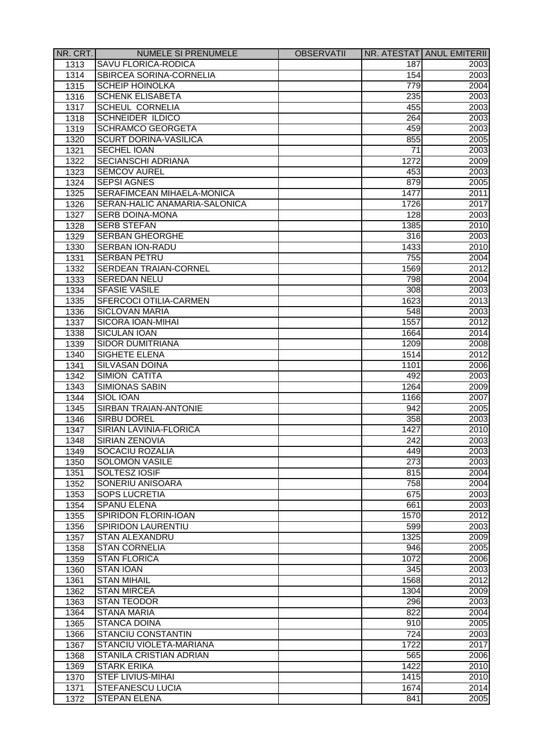| NR. CRT. | NUMELE SI PRENUMELE | OBSERVATII | NR. ATESTAT | ANUL EMITERII |
|---|---|---|---|---|
| 1313 | SAVU FLORICA-RODICA | | 187 | 2003 |
| 1314 | SBIRCEA SORINA-CORNELIA | | 154 | 2003 |
| 1315 | SCHEIP HOINOLKA | | 779 | 2004 |
| 1316 | SCHENK ELISABETA | | 235 | 2003 |
| 1317 | SCHEUL CORNELIA | | 455 | 2003 |
| 1318 | SCHNEIDER ILDICO | | 264 | 2003 |
| 1319 | SCHRAMCO GEORGETA | | 459 | 2003 |
| 1320 | SCURT DORINA-VASILICA | | 855 | 2005 |
| 1321 | SECHEL IOAN | | 71 | 2003 |
| 1322 | SECIANSCHI ADRIANA | | 1272 | 2009 |
| 1323 | SEMCOV AUREL | | 453 | 2003 |
| 1324 | SEPSI AGNES | | 879 | 2005 |
| 1325 | SERAFIMCEAN MIHAELA-MONICA | | 1477 | 2011 |
| 1326 | SERAN-HALIC ANAMARIA-SALONICA | | 1726 | 2017 |
| 1327 | SERB DOINA-MONA | | 128 | 2003 |
| 1328 | SERB STEFAN | | 1385 | 2010 |
| 1329 | SERBAN GHEORGHE | | 316 | 2003 |
| 1330 | SERBAN ION-RADU | | 1433 | 2010 |
| 1331 | SERBAN PETRU | | 755 | 2004 |
| 1332 | SERDEAN TRAIAN-CORNEL | | 1569 | 2012 |
| 1333 | SEREDAN NELU | | 798 | 2004 |
| 1334 | SFASIE VASILE | | 308 | 2003 |
| 1335 | SFERCOCI OTILIA-CARMEN | | 1623 | 2013 |
| 1336 | SICLOVAN MARIA | | 548 | 2003 |
| 1337 | SICORA IOAN-MIHAI | | 1557 | 2012 |
| 1338 | SICULAN IOAN | | 1664 | 2014 |
| 1339 | SIDOR DUMITRIANA | | 1209 | 2008 |
| 1340 | SIGHETE ELENA | | 1514 | 2012 |
| 1341 | SILVASAN DOINA | | 1101 | 2006 |
| 1342 | SIMION CATITA | | 492 | 2003 |
| 1343 | SIMIONAS SABIN | | 1264 | 2009 |
| 1344 | SIOL IOAN | | 1166 | 2007 |
| 1345 | SIRBAN TRAIAN-ANTONIE | | 942 | 2005 |
| 1346 | SIRBU DOREL | | 358 | 2003 |
| 1347 | SIRIAN LAVINIA-FLORICA | | 1427 | 2010 |
| 1348 | SIRIAN ZENOVIA | | 242 | 2003 |
| 1349 | SOCACIU ROZALIA | | 449 | 2003 |
| 1350 | SOLOMON VASILE | | 273 | 2003 |
| 1351 | SOLTESZ IOSIF | | 815 | 2004 |
| 1352 | SONERIU ANISOARA | | 758 | 2004 |
| 1353 | SOPS LUCRETIA | | 675 | 2003 |
| 1354 | SPANU ELENA | | 661 | 2003 |
| 1355 | SPIRIDON FLORIN-IOAN | | 1570 | 2012 |
| 1356 | SPIRIDON LAURENTIU | | 599 | 2003 |
| 1357 | STAN ALEXANDRU | | 1325 | 2009 |
| 1358 | STAN CORNELIA | | 946 | 2005 |
| 1359 | STAN FLORICA | | 1072 | 2006 |
| 1360 | STAN IOAN | | 345 | 2003 |
| 1361 | STAN MIHAIL | | 1568 | 2012 |
| 1362 | STAN MIRCEA | | 1304 | 2009 |
| 1363 | STAN TEODOR | | 296 | 2003 |
| 1364 | STANA MARIA | | 822 | 2004 |
| 1365 | STANCA DOINA | | 910 | 2005 |
| 1366 | STANCIU CONSTANTIN | | 724 | 2003 |
| 1367 | STANCIU VIOLETA-MARIANA | | 1722 | 2017 |
| 1368 | STANILA CRISTIAN ADRIAN | | 565 | 2006 |
| 1369 | STARK ERIKA | | 1422 | 2010 |
| 1370 | STEF LIVIUS-MIHAI | | 1415 | 2010 |
| 1371 | STEFANESCU LUCIA | | 1674 | 2014 |
| 1372 | STEPAN ELENA | | 841 | 2005 |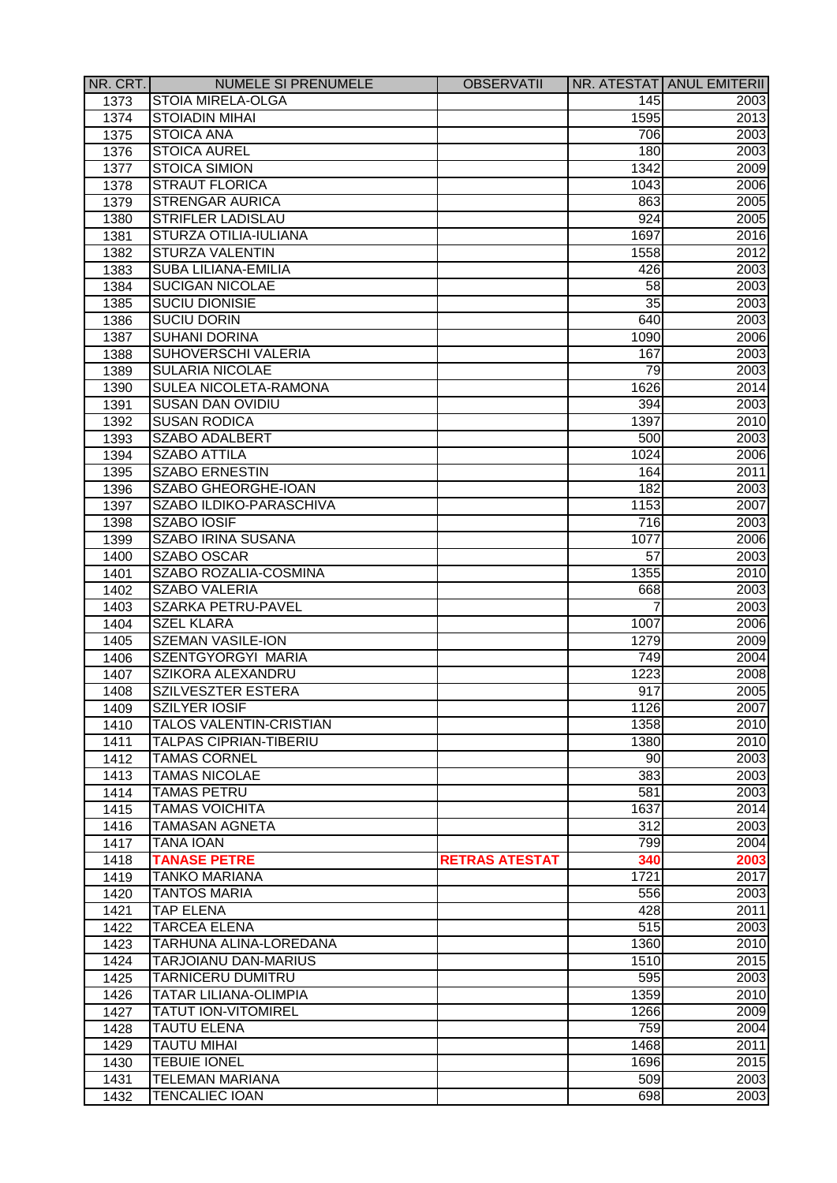| NR. CRT. | NUMELE SI PRENUMELE | OBSERVATII | NR. ATESTAT | ANUL EMITERII |
|---|---|---|---|---|
| 1373 | STOIA MIRELA-OLGA | | 145 | 2003 |
| 1374 | STOIADIN MIHAI | | 1595 | 2013 |
| 1375 | STOICA ANA | | 706 | 2003 |
| 1376 | STOICA AUREL | | 180 | 2003 |
| 1377 | STOICA SIMION | | 1342 | 2009 |
| 1378 | STRAUT FLORICA | | 1043 | 2006 |
| 1379 | STRENGAR AURICA | | 863 | 2005 |
| 1380 | STRIFLER LADISLAU | | 924 | 2005 |
| 1381 | STURZA OTILIA-IULIANA | | 1697 | 2016 |
| 1382 | STURZA VALENTIN | | 1558 | 2012 |
| 1383 | SUBA LILIANA-EMILIA | | 426 | 2003 |
| 1384 | SUCIGAN NICOLAE | | 58 | 2003 |
| 1385 | SUCIU DIONISIE | | 35 | 2003 |
| 1386 | SUCIU DORIN | | 640 | 2003 |
| 1387 | SUHANI DORINA | | 1090 | 2006 |
| 1388 | SUHOVERSCHI VALERIA | | 167 | 2003 |
| 1389 | SULARIA NICOLAE | | 79 | 2003 |
| 1390 | SULEA NICOLETA-RAMONA | | 1626 | 2014 |
| 1391 | SUSAN DAN OVIDIU | | 394 | 2003 |
| 1392 | SUSAN RODICA | | 1397 | 2010 |
| 1393 | SZABO ADALBERT | | 500 | 2003 |
| 1394 | SZABO ATTILA | | 1024 | 2006 |
| 1395 | SZABO ERNESTIN | | 164 | 2011 |
| 1396 | SZABO GHEORGHE-IOAN | | 182 | 2003 |
| 1397 | SZABO ILDIKO-PARASCHIVA | | 1153 | 2007 |
| 1398 | SZABO IOSIF | | 716 | 2003 |
| 1399 | SZABO IRINA SUSANA | | 1077 | 2006 |
| 1400 | SZABO OSCAR | | 57 | 2003 |
| 1401 | SZABO ROZALIA-COSMINA | | 1355 | 2010 |
| 1402 | SZABO VALERIA | | 668 | 2003 |
| 1403 | SZARKA PETRU-PAVEL | | 7 | 2003 |
| 1404 | SZEL KLARA | | 1007 | 2006 |
| 1405 | SZEMAN VASILE-ION | | 1279 | 2009 |
| 1406 | SZENTGYORGYI MARIA | | 749 | 2004 |
| 1407 | SZIKORA ALEXANDRU | | 1223 | 2008 |
| 1408 | SZILVESZTER ESTERA | | 917 | 2005 |
| 1409 | SZILYER IOSIF | | 1126 | 2007 |
| 1410 | TALOS VALENTIN-CRISTIAN | | 1358 | 2010 |
| 1411 | TALPAS CIPRIAN-TIBERIU | | 1380 | 2010 |
| 1412 | TAMAS CORNEL | | 90 | 2003 |
| 1413 | TAMAS NICOLAE | | 383 | 2003 |
| 1414 | TAMAS PETRU | | 581 | 2003 |
| 1415 | TAMAS VOICHITA | | 1637 | 2014 |
| 1416 | TAMASAN AGNETA | | 312 | 2003 |
| 1417 | TANA IOAN | | 799 | 2004 |
| 1418 | **TANASE PETRE** | **RETRAS ATESTAT** | **340** | **2003** |
| 1419 | TANKO MARIANA | | 1721 | 2017 |
| 1420 | TANTOS MARIA | | 556 | 2003 |
| 1421 | TAP ELENA | | 428 | 2011 |
| 1422 | TARCEA ELENA | | 515 | 2003 |
| 1423 | TARHUNA ALINA-LOREDANA | | 1360 | 2010 |
| 1424 | TARJOIANU DAN-MARIUS | | 1510 | 2015 |
| 1425 | TARNICERU DUMITRU | | 595 | 2003 |
| 1426 | TATAR LILIANA-OLIMPIA | | 1359 | 2010 |
| 1427 | TATUT ION-VITOMIREL | | 1266 | 2009 |
| 1428 | TAUTU ELENA | | 759 | 2004 |
| 1429 | TAUTU MIHAI | | 1468 | 2011 |
| 1430 | TEBUIE IONEL | | 1696 | 2015 |
| 1431 | TELEMAN MARIANA | | 509 | 2003 |
| 1432 | TENCALIEC IOAN | | 698 | 2003 |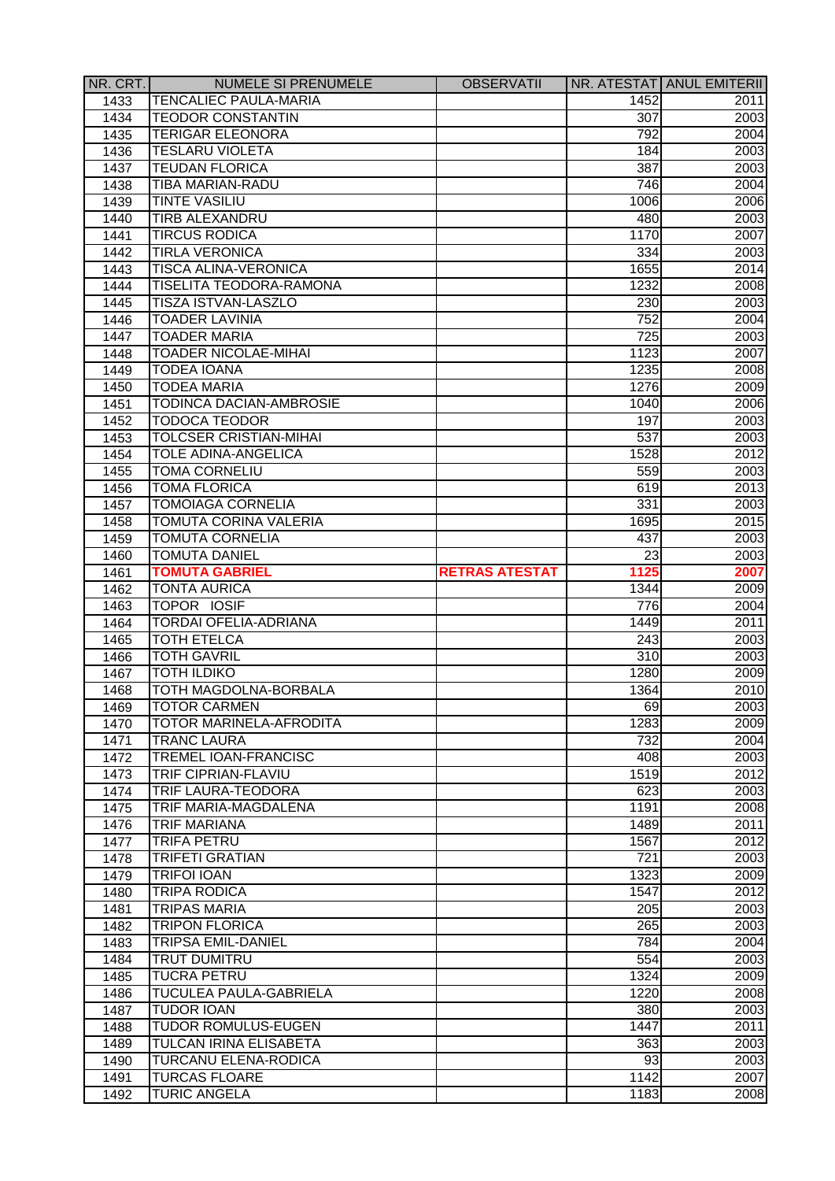| NR. CRT. | NUMELE SI PRENUMELE | OBSERVATII | NR. ATESTAT | ANUL EMITERII |
|---|---|---|---|---|
| 1433 | TENCALIEC PAULA-MARIA | | 1452 | 2011 |
| 1434 | TEODOR CONSTANTIN | | 307 | 2003 |
| 1435 | TERIGAR ELEONORA | | 792 | 2004 |
| 1436 | TESLARU VIOLETA | | 184 | 2003 |
| 1437 | TEUDAN FLORICA | | 387 | 2003 |
| 1438 | TIBA MARIAN-RADU | | 746 | 2004 |
| 1439 | TINTE VASILIU | | 1006 | 2006 |
| 1440 | TIRB ALEXANDRU | | 480 | 2003 |
| 1441 | TIRCUS RODICA | | 1170 | 2007 |
| 1442 | TIRLA VERONICA | | 334 | 2003 |
| 1443 | TISCA ALINA-VERONICA | | 1655 | 2014 |
| 1444 | TISELITA TEODORA-RAMONA | | 1232 | 2008 |
| 1445 | TISZA ISTVAN-LASZLO | | 230 | 2003 |
| 1446 | TOADER LAVINIA | | 752 | 2004 |
| 1447 | TOADER MARIA | | 725 | 2003 |
| 1448 | TOADER NICOLAE-MIHAI | | 1123 | 2007 |
| 1449 | TODEA IOANA | | 1235 | 2008 |
| 1450 | TODEA MARIA | | 1276 | 2009 |
| 1451 | TODINCA DACIAN-AMBROSIE | | 1040 | 2006 |
| 1452 | TODOCA TEODOR | | 197 | 2003 |
| 1453 | TOLCSER CRISTIAN-MIHAI | | 537 | 2003 |
| 1454 | TOLE ADINA-ANGELICA | | 1528 | 2012 |
| 1455 | TOMA CORNELIU | | 559 | 2003 |
| 1456 | TOMA FLORICA | | 619 | 2013 |
| 1457 | TOMOIAGA CORNELIA | | 331 | 2003 |
| 1458 | TOMUTA CORINA VALERIA | | 1695 | 2015 |
| 1459 | TOMUTA CORNELIA | | 437 | 2003 |
| 1460 | TOMUTA DANIEL | | 23 | 2003 |
| 1461 | **TOMUTA GABRIEL** | **RETRAS ATESTAT** | **1125** | **2007** |
| 1462 | TONTA AURICA | | 1344 | 2009 |
| 1463 | TOPOR IOSIF | | 776 | 2004 |
| 1464 | TORDAI OFELIA-ADRIANA | | 1449 | 2011 |
| 1465 | TOTH ETELCA | | 243 | 2003 |
| 1466 | TOTH GAVRIL | | 310 | 2003 |
| 1467 | TOTH ILDIKO | | 1280 | 2009 |
| 1468 | TOTH MAGDOLNA-BORBALA | | 1364 | 2010 |
| 1469 | TOTOR CARMEN | | 69 | 2003 |
| 1470 | TOTOR MARINELA-AFRODITA | | 1283 | 2009 |
| 1471 | TRANC LAURA | | 732 | 2004 |
| 1472 | TREMEL IOAN-FRANCISC | | 408 | 2003 |
| 1473 | TRIF CIPRIAN-FLAVIU | | 1519 | 2012 |
| 1474 | TRIF LAURA-TEODORA | | 623 | 2003 |
| 1475 | TRIF MARIA-MAGDALENA | | 1191 | 2008 |
| 1476 | TRIF MARIANA | | 1489 | 2011 |
| 1477 | TRIFA PETRU | | 1567 | 2012 |
| 1478 | TRIFETI GRATIAN | | 721 | 2003 |
| 1479 | TRIFOI IOAN | | 1323 | 2009 |
| 1480 | TRIPA RODICA | | 1547 | 2012 |
| 1481 | TRIPAS MARIA | | 205 | 2003 |
| 1482 | TRIPON FLORICA | | 265 | 2003 |
| 1483 | TRIPSA EMIL-DANIEL | | 784 | 2004 |
| 1484 | TRUT DUMITRU | | 554 | 2003 |
| 1485 | TUCRA PETRU | | 1324 | 2009 |
| 1486 | TUCULEA PAULA-GABRIELA | | 1220 | 2008 |
| 1487 | TUDOR IOAN | | 380 | 2003 |
| 1488 | TUDOR ROMULUS-EUGEN | | 1447 | 2011 |
| 1489 | TULCAN IRINA ELISABETA | | 363 | 2003 |
| 1490 | TURCANU ELENA-RODICA | | 93 | 2003 |
| 1491 | TURCAS FLOARE | | 1142 | 2007 |
| 1492 | TURIC ANGELA | | 1183 | 2008 |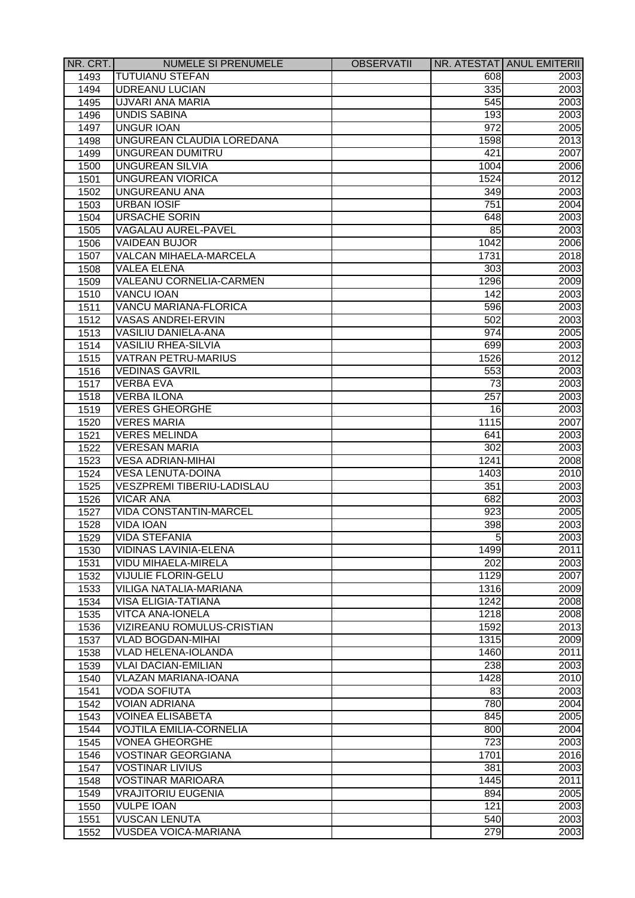| NR. CRT. | NUMELE SI PRENUMELE | OBSERVATII | NR. ATESTAT | ANUL EMITERII |
|---|---|---|---|---|
| 1493 | TUTUIANU STEFAN | | 608 | 2003 |
| 1494 | UDREANU LUCIAN | | 335 | 2003 |
| 1495 | UJVARI ANA MARIA | | 545 | 2003 |
| 1496 | UNDIS SABINA | | 193 | 2003 |
| 1497 | UNGUR IOAN | | 972 | 2005 |
| 1498 | UNGUREAN CLAUDIA LOREDANA | | 1598 | 2013 |
| 1499 | UNGUREAN DUMITRU | | 421 | 2007 |
| 1500 | UNGUREAN SILVIA | | 1004 | 2006 |
| 1501 | UNGUREAN VIORICA | | 1524 | 2012 |
| 1502 | UNGUREANU ANA | | 349 | 2003 |
| 1503 | URBAN IOSIF | | 751 | 2004 |
| 1504 | URSACHE SORIN | | 648 | 2003 |
| 1505 | VAGALAU AUREL-PAVEL | | 85 | 2003 |
| 1506 | VAIDEAN BUJOR | | 1042 | 2006 |
| 1507 | VALCAN MIHAELA-MARCELA | | 1731 | 2018 |
| 1508 | VALEA ELENA | | 303 | 2003 |
| 1509 | VALEANU CORNELIA-CARMEN | | 1296 | 2009 |
| 1510 | VANCU IOAN | | 142 | 2003 |
| 1511 | VANCU MARIANA-FLORICA | | 596 | 2003 |
| 1512 | VASAS ANDREI-ERVIN | | 502 | 2003 |
| 1513 | VASILIU DANIELA-ANA | | 974 | 2005 |
| 1514 | VASILIU RHEA-SILVIA | | 699 | 2003 |
| 1515 | VATRAN PETRU-MARIUS | | 1526 | 2012 |
| 1516 | VEDINAS GAVRIL | | 553 | 2003 |
| 1517 | VERBA EVA | | 73 | 2003 |
| 1518 | VERBA ILONA | | 257 | 2003 |
| 1519 | VERES GHEORGHE | | 16 | 2003 |
| 1520 | VERES MARIA | | 1115 | 2007 |
| 1521 | VERES MELINDA | | 641 | 2003 |
| 1522 | VERESAN MARIA | | 302 | 2003 |
| 1523 | VESA ADRIAN-MIHAI | | 1241 | 2008 |
| 1524 | VESA LENUTA-DOINA | | 1403 | 2010 |
| 1525 | VESZPREMI TIBERIU-LADISLAU | | 351 | 2003 |
| 1526 | VICAR ANA | | 682 | 2003 |
| 1527 | VIDA CONSTANTIN-MARCEL | | 923 | 2005 |
| 1528 | VIDA IOAN | | 398 | 2003 |
| 1529 | VIDA STEFANIA | | 5 | 2003 |
| 1530 | VIDINAS LAVINIA-ELENA | | 1499 | 2011 |
| 1531 | VIDU MIHAELA-MIRELA | | 202 | 2003 |
| 1532 | VIJULIE FLORIN-GELU | | 1129 | 2007 |
| 1533 | VILIGA NATALIA-MARIANA | | 1316 | 2009 |
| 1534 | VISA ELIGIA-TATIANA | | 1242 | 2008 |
| 1535 | VITCA ANA-IONELA | | 1218 | 2008 |
| 1536 | VIZIREANU ROMULUS-CRISTIAN | | 1592 | 2013 |
| 1537 | VLAD BOGDAN-MIHAI | | 1315 | 2009 |
| 1538 | VLAD HELENA-IOLANDA | | 1460 | 2011 |
| 1539 | VLAI DACIAN-EMILIAN | | 238 | 2003 |
| 1540 | VLAZAN MARIANA-IOANA | | 1428 | 2010 |
| 1541 | VODA SOFIUTA | | 83 | 2003 |
| 1542 | VOIAN ADRIANA | | 780 | 2004 |
| 1543 | VOINEA ELISABETA | | 845 | 2005 |
| 1544 | VOJTILA EMILIA-CORNELIA | | 800 | 2004 |
| 1545 | VONEA GHEORGHE | | 723 | 2003 |
| 1546 | VOSTINAR GEORGIANA | | 1701 | 2016 |
| 1547 | VOSTINAR LIVIUS | | 381 | 2003 |
| 1548 | VOSTINAR MARIOARA | | 1445 | 2011 |
| 1549 | VRAJITORIU EUGENIA | | 894 | 2005 |
| 1550 | VULPE IOAN | | 121 | 2003 |
| 1551 | VUSCAN LENUTA | | 540 | 2003 |
| 1552 | VUSDEA VOICA-MARIANA | | 279 | 2003 |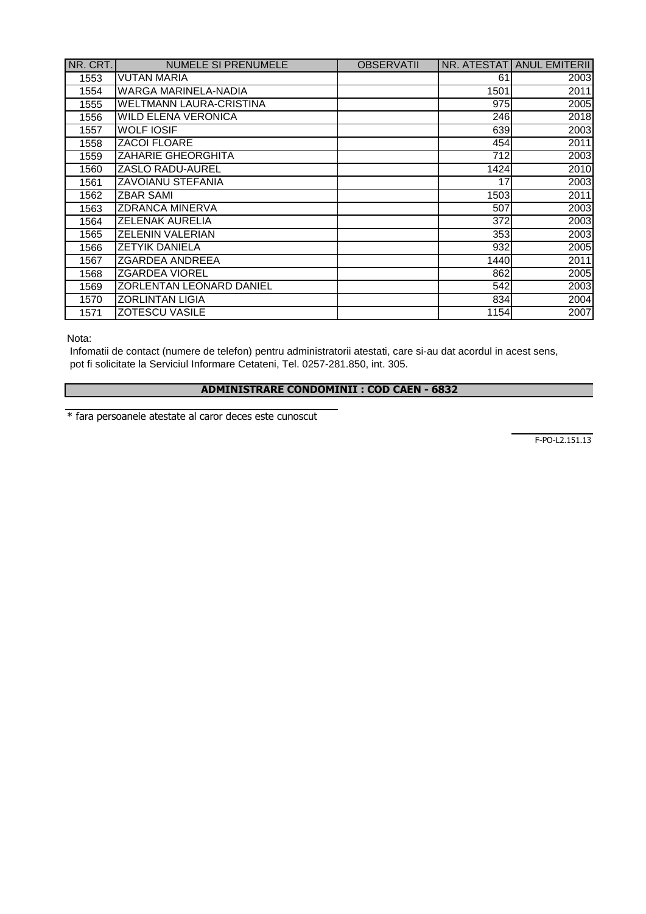| NR. CRT. | NUMELE SI PRENUMELE | OBSERVATII | NR. ATESTAT | ANUL EMITERII |
|---|---|---|---|---|
| 1553 | VUTAN MARIA | | 61 | 2003 |
| 1554 | WARGA MARINELA-NADIA | | 1501 | 2011 |
| 1555 | WELTMANN LAURA-CRISTINA | | 975 | 2005 |
| 1556 | WILD ELENA VERONICA | | 246 | 2018 |
| 1557 | WOLF IOSIF | | 639 | 2003 |
| 1558 | ZACOI FLOARE | | 454 | 2011 |
| 1559 | ZAHARIE GHEORGHITA | | 712 | 2003 |
| 1560 | ZASLO RADU-AUREL | | 1424 | 2010 |
| 1561 | ZAVOIANU STEFANIA | | 17 | 2003 |
| 1562 | ZBAR SAMI | | 1503 | 2011 |
| 1563 | ZDRANCA MINERVA | | 507 | 2003 |
| 1564 | ZELENAK AURELIA | | 372 | 2003 |
| 1565 | ZELENIN VALERIAN | | 353 | 2003 |
| 1566 | ZETYIK DANIELA | | 932 | 2005 |
| 1567 | ZGARDEA ANDREEA | | 1440 | 2011 |
| 1568 | ZGARDEA VIOREL | | 862 | 2005 |
| 1569 | ZORLENTAN LEONARD DANIEL | | 542 | 2003 |
| 1570 | ZORLINTAN LIGIA | | 834 | 2004 |
| 1571 | ZOTESCU VASILE | | 1154 | 2007 |

Nota:

Infomatii de contact (numere de telefon) pentru administratorii atestati, care si-au dat acordul in acest sens, pot fi solicitate la Serviciul Informare Cetateni, Tel. 0257-281.850, int. 305.

**ADMINISTRARE CONDOMINII : COD CAEN - 6832**

* fara persoanele atestate al caror deces este cunoscut

F-PO-L2.151.13